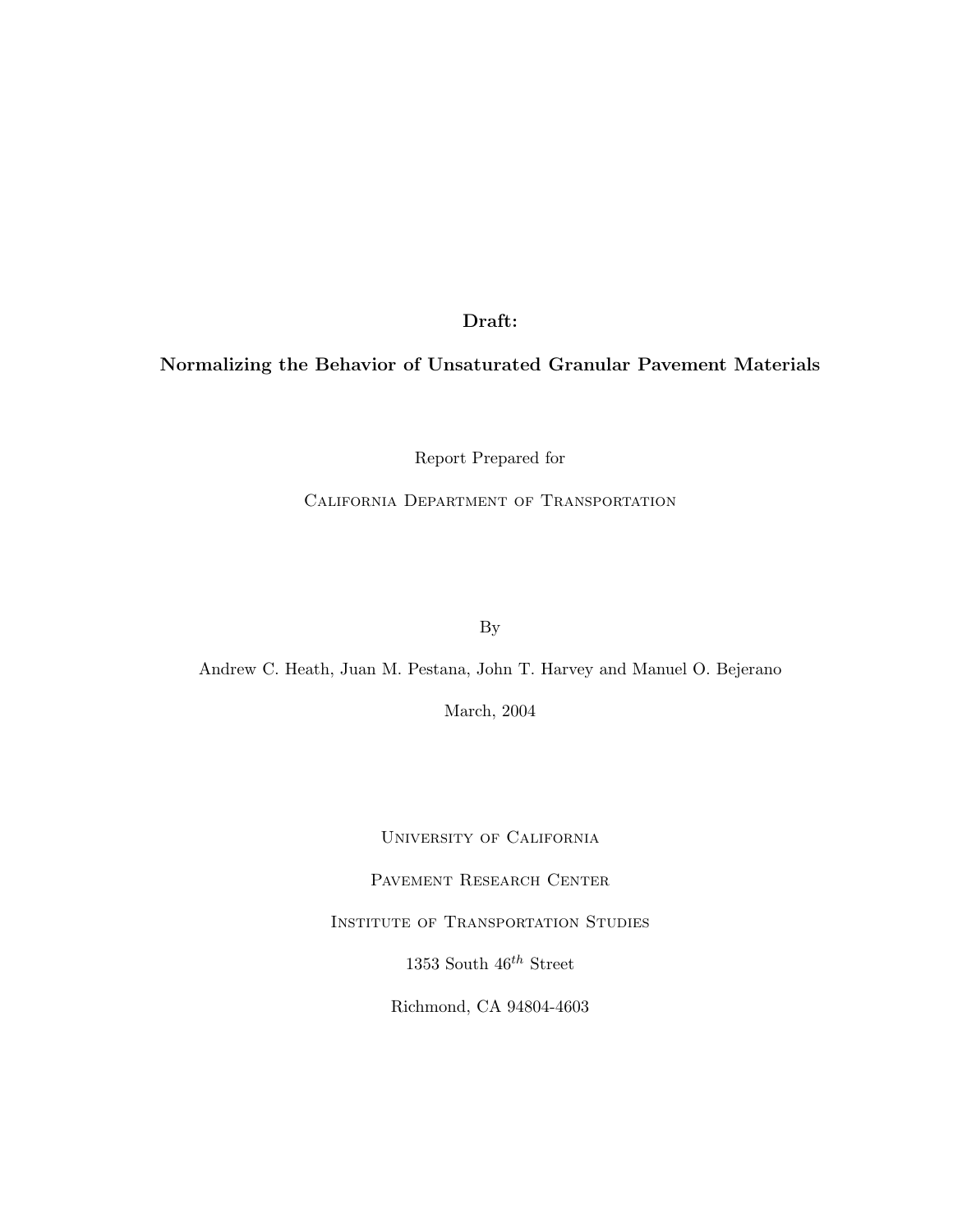**Draft:**

**Normalizing the Behavior of Unsaturated Granular Pavement Materials**

Report Prepared for

California Department of Transportation

By

Andrew C. Heath, Juan M. Pestana, John T. Harvey and Manuel O. Bejerano

March, 2004

University of California

Pavement Research Center

Institute of Transportation Studies

1353 South 46$^{th}$ Street

Richmond, CA 94804-4603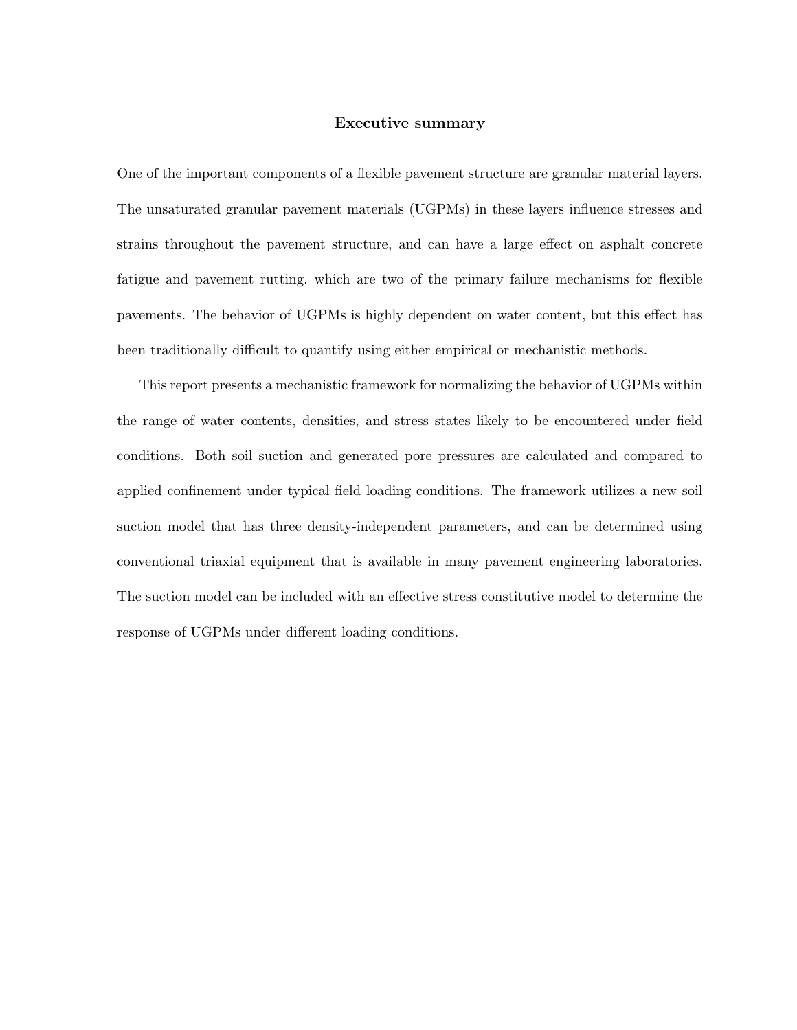## Executive summary

One of the important components of a flexible pavement structure are granular material layers. The unsaturated granular pavement materials (UGPMs) in these layers influence stresses and strains throughout the pavement structure, and can have a large effect on asphalt concrete fatigue and pavement rutting, which are two of the primary failure mechanisms for flexible pavements. The behavior of UGPMs is highly dependent on water content, but this effect has been traditionally difficult to quantify using either empirical or mechanistic methods.

This report presents a mechanistic framework for normalizing the behavior of UGPMs within the range of water contents, densities, and stress states likely to be encountered under field conditions. Both soil suction and generated pore pressures are calculated and compared to applied confinement under typical field loading conditions. The framework utilizes a new soil suction model that has three density-independent parameters, and can be determined using conventional triaxial equipment that is available in many pavement engineering laboratories. The suction model can be included with an effective stress constitutive model to determine the response of UGPMs under different loading conditions.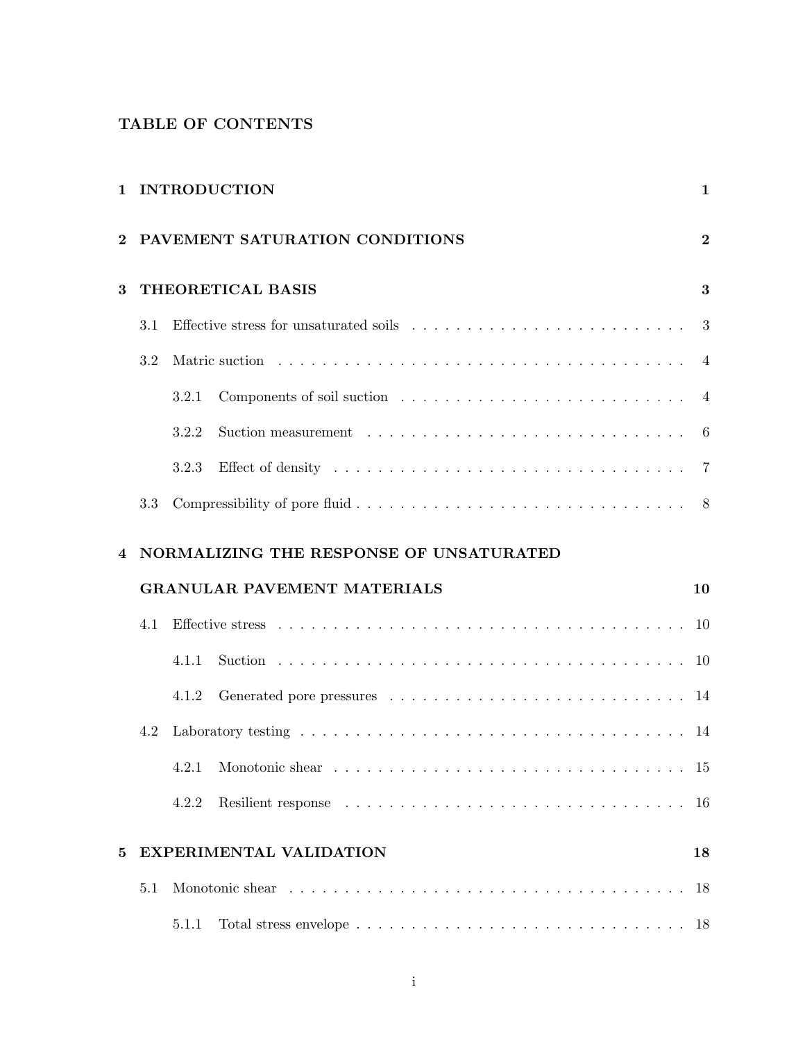# TABLE OF CONTENTS

**1 INTRODUCTION** **1**

**2 PAVEMENT SATURATION CONDITIONS** **2**

**3 THEORETICAL BASIS** **3**

- 3.1 Effective stress for unsaturated soils . . . . . . . . . . . . . . . . . . . . . . . . 3
- 3.2 Matric suction . . . . . . . . . . . . . . . . . . . . . . . . . . . . . . . . . . . 4
  - 3.2.1 Components of soil suction . . . . . . . . . . . . . . . . . . . . . . . . 4
  - 3.2.2 Suction measurement . . . . . . . . . . . . . . . . . . . . . . . . . . . 6
  - 3.2.3 Effect of density . . . . . . . . . . . . . . . . . . . . . . . . . . . . . . 7
- 3.3 Compressibility of pore fluid . . . . . . . . . . . . . . . . . . . . . . . . . . . . 8

**4 NORMALIZING THE RESPONSE OF UNSATURATED GRANULAR PAVEMENT MATERIALS** **10**

- 4.1 Effective stress . . . . . . . . . . . . . . . . . . . . . . . . . . . . . . . . . . . 10
  - 4.1.1 Suction . . . . . . . . . . . . . . . . . . . . . . . . . . . . . . . . . . . 10
  - 4.1.2 Generated pore pressures . . . . . . . . . . . . . . . . . . . . . . . . . 14
- 4.2 Laboratory testing . . . . . . . . . . . . . . . . . . . . . . . . . . . . . . . . . 14
  - 4.2.1 Monotonic shear . . . . . . . . . . . . . . . . . . . . . . . . . . . . . . 15
  - 4.2.2 Resilient response . . . . . . . . . . . . . . . . . . . . . . . . . . . . . 16

**5 EXPERIMENTAL VALIDATION** **18**

- 5.1 Monotonic shear . . . . . . . . . . . . . . . . . . . . . . . . . . . . . . . . . . 18
  - 5.1.1 Total stress envelope . . . . . . . . . . . . . . . . . . . . . . . . . . . . 18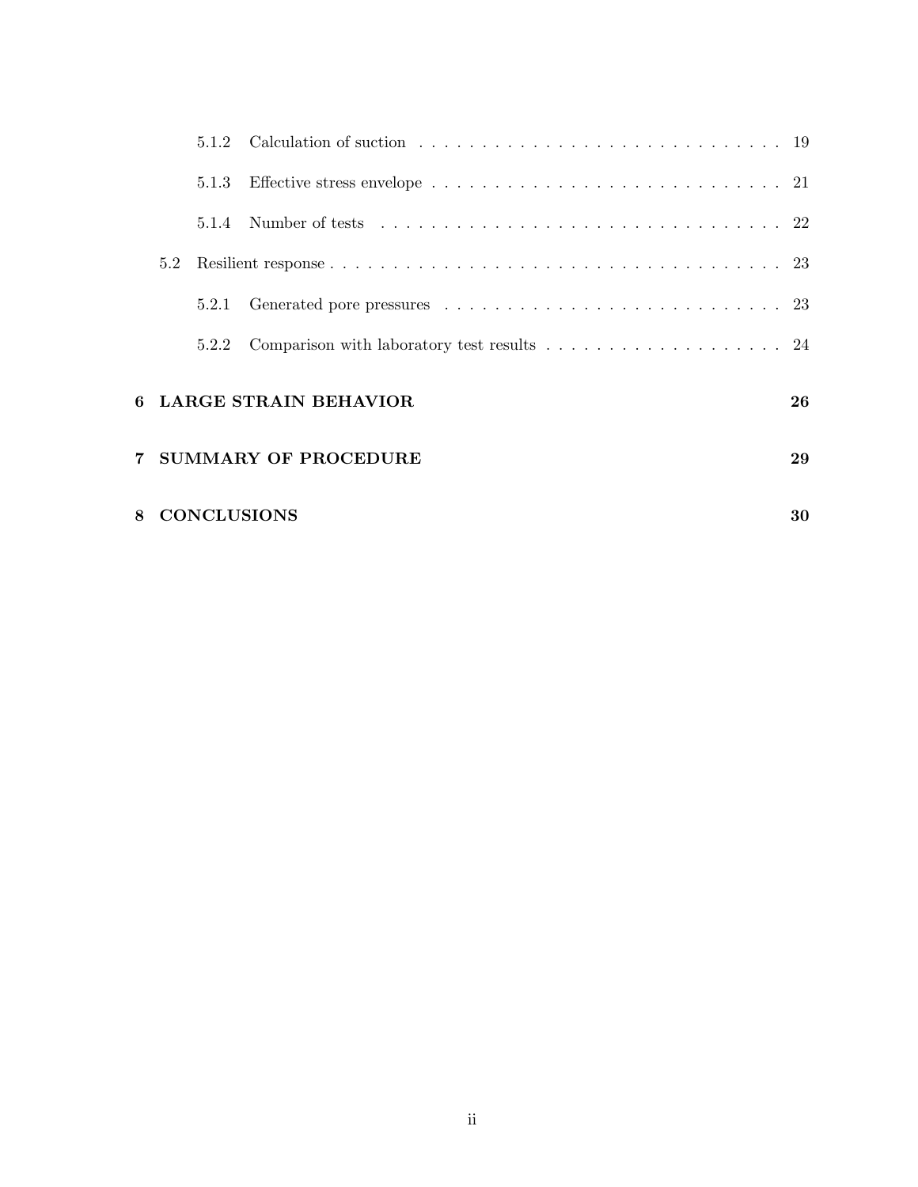5.1.2 Calculation of suction . . . . . . . . . . . . . . . . . . . . . . . . . . . . . 19

5.1.3 Effective stress envelope . . . . . . . . . . . . . . . . . . . . . . . . . . . . 21

5.1.4 Number of tests . . . . . . . . . . . . . . . . . . . . . . . . . . . . . . . . . 22

5.2 Resilient response . . . . . . . . . . . . . . . . . . . . . . . . . . . . . . . . . . . 23

5.2.1 Generated pore pressures . . . . . . . . . . . . . . . . . . . . . . . . . . . 23

5.2.2 Comparison with laboratory test results . . . . . . . . . . . . . . . . . . . 24

**6 LARGE STRAIN BEHAVIOR 26**

**7 SUMMARY OF PROCEDURE 29**

**8 CONCLUSIONS 30**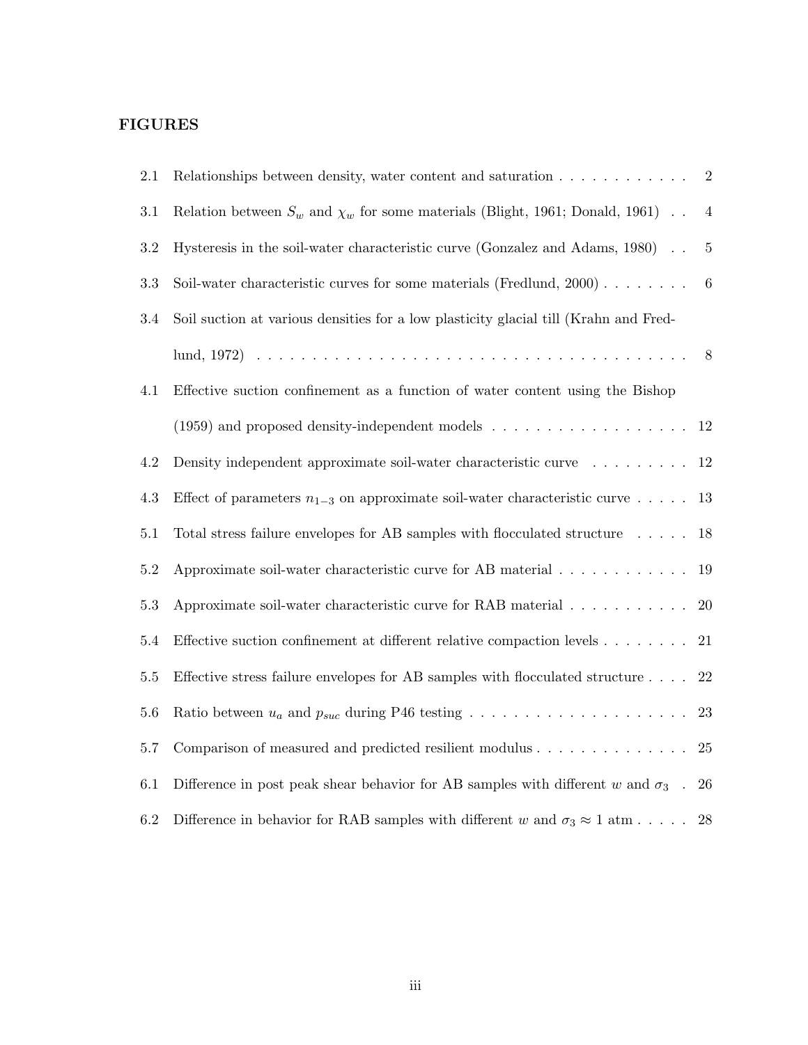## FIGURES

| | | |
|---|---|---|
| 2.1 | Relationships between density, water content and saturation | 2 |
| 3.1 | Relation between $S_w$ and $\chi_w$ for some materials (Blight, 1961; Donald, 1961) | 4 |
| 3.2 | Hysteresis in the soil-water characteristic curve (Gonzalez and Adams, 1980) | 5 |
| 3.3 | Soil-water characteristic curves for some materials (Fredlund, 2000) | 6 |
| 3.4 | Soil suction at various densities for a low plasticity glacial till (Krahn and Fredlund, 1972) | 8 |
| 4.1 | Effective suction confinement as a function of water content using the Bishop (1959) and proposed density-independent models | 12 |
| 4.2 | Density independent approximate soil-water characteristic curve | 12 |
| 4.3 | Effect of parameters $n_{1-3}$ on approximate soil-water characteristic curve | 13 |
| 5.1 | Total stress failure envelopes for AB samples with flocculated structure | 18 |
| 5.2 | Approximate soil-water characteristic curve for AB material | 19 |
| 5.3 | Approximate soil-water characteristic curve for RAB material | 20 |
| 5.4 | Effective suction confinement at different relative compaction levels | 21 |
| 5.5 | Effective stress failure envelopes for AB samples with flocculated structure | 22 |
| 5.6 | Ratio between $u_a$ and $p_{suc}$ during P46 testing | 23 |
| 5.7 | Comparison of measured and predicted resilient modulus | 25 |
| 6.1 | Difference in post peak shear behavior for AB samples with different $w$ and $\sigma_3$ | 26 |
| 6.2 | Difference in behavior for RAB samples with different $w$ and $\sigma_3 \approx 1$ atm | 28 |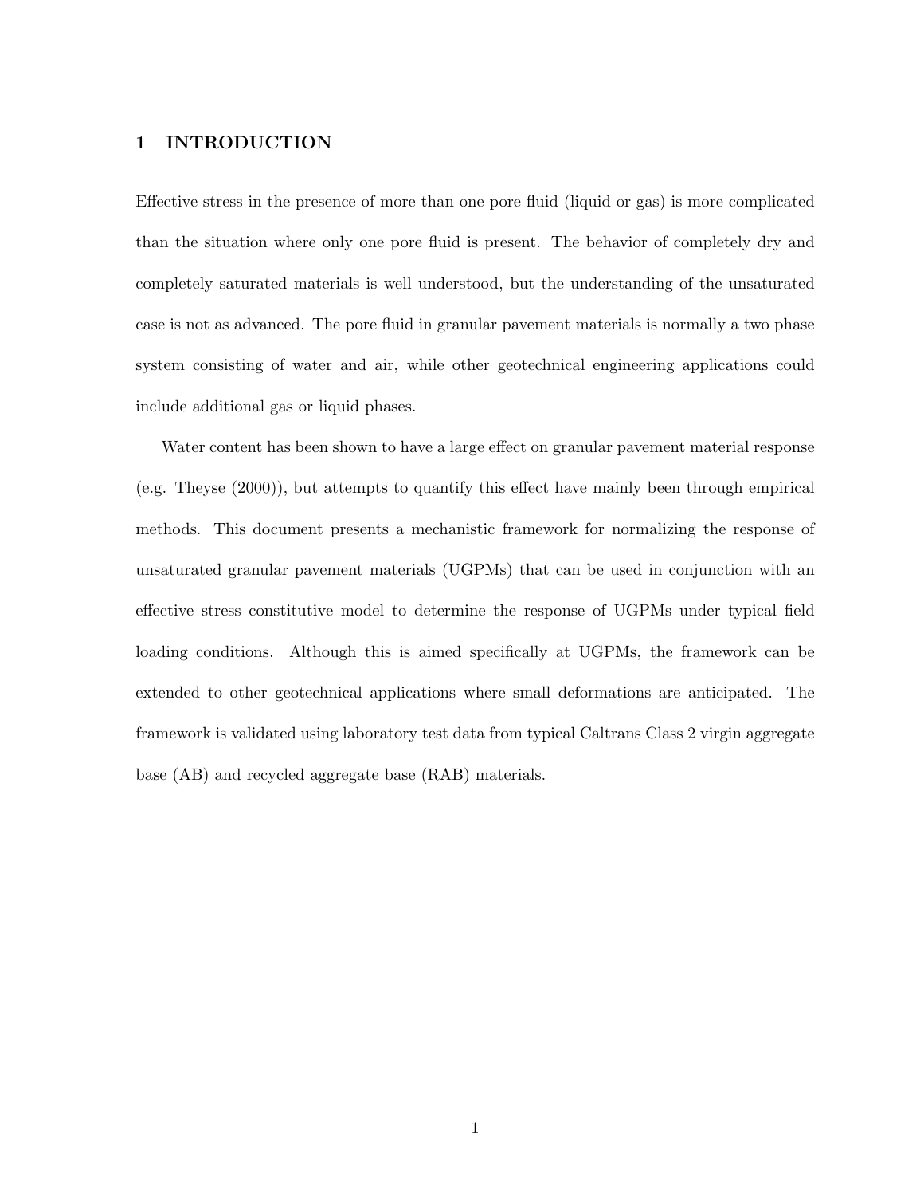# 1 INTRODUCTION

Effective stress in the presence of more than one pore fluid (liquid or gas) is more complicated than the situation where only one pore fluid is present. The behavior of completely dry and completely saturated materials is well understood, but the understanding of the unsaturated case is not as advanced. The pore fluid in granular pavement materials is normally a two phase system consisting of water and air, while other geotechnical engineering applications could include additional gas or liquid phases.

Water content has been shown to have a large effect on granular pavement material response (e.g. Theyse (2000)), but attempts to quantify this effect have mainly been through empirical methods. This document presents a mechanistic framework for normalizing the response of unsaturated granular pavement materials (UGPMs) that can be used in conjunction with an effective stress constitutive model to determine the response of UGPMs under typical field loading conditions. Although this is aimed specifically at UGPMs, the framework can be extended to other geotechnical applications where small deformations are anticipated. The framework is validated using laboratory test data from typical Caltrans Class 2 virgin aggregate base (AB) and recycled aggregate base (RAB) materials.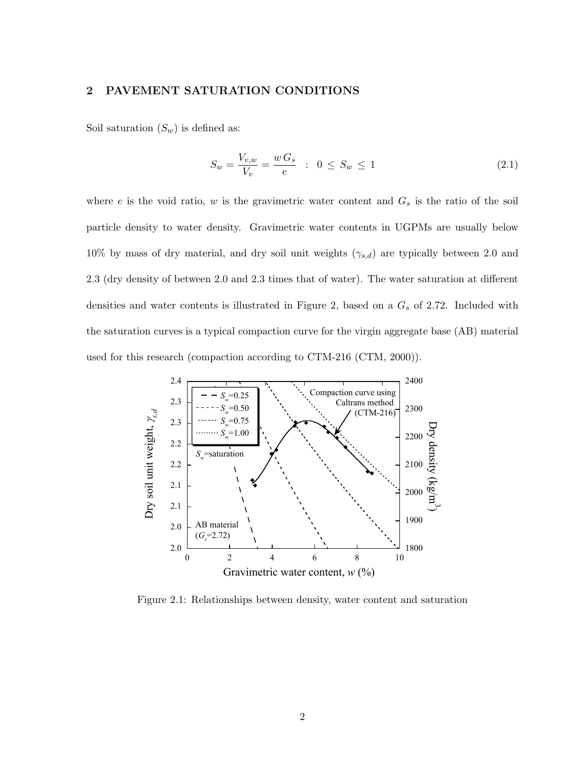## 2 PAVEMENT SATURATION CONDITIONS

Soil saturation ($S_w$) is defined as:

$$S_w = \frac{V_{v,w}}{V_v} = \frac{w\,G_s}{e} \quad : \quad 0 \leq S_w \leq 1 \tag{2.1}$$

where $e$ is the void ratio, $w$ is the gravimetric water content and $G_s$ is the ratio of the soil particle density to water density. Gravimetric water contents in UGPMs are usually below 10% by mass of dry material, and dry soil unit weights ($\gamma_{s,d}$) are typically between 2.0 and 2.3 (dry density of between 2.0 and 2.3 times that of water). The water saturation at different densities and water contents is illustrated in Figure 2, based on a $G_s$ of 2.72. Included with the saturation curves is a typical compaction curve for the virgin aggregate base (AB) material used for this research (compaction according to CTM-216 (CTM, 2000)).

Figure 2.1: Relationships between density, water content and saturation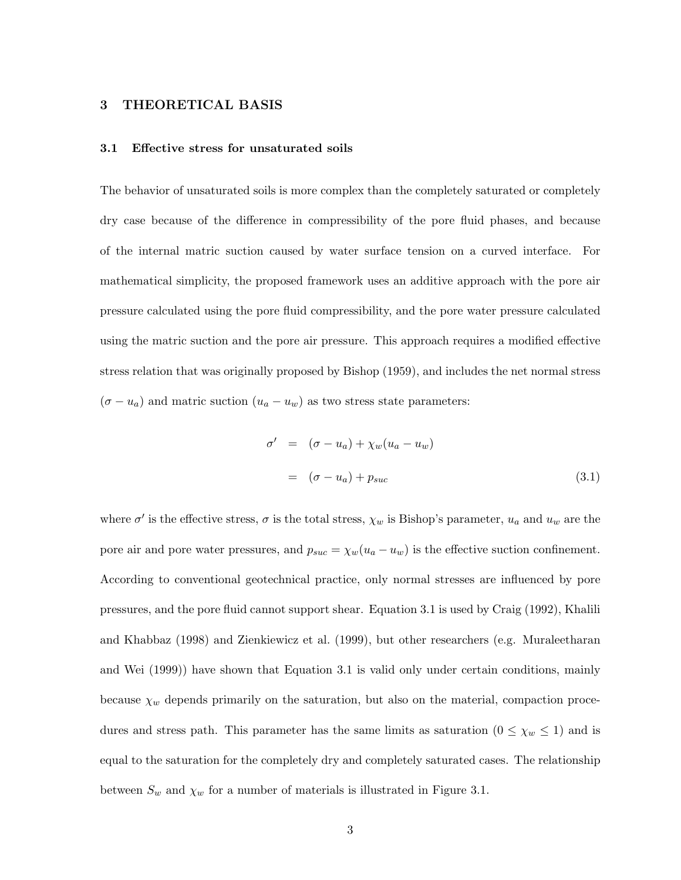# 3 THEORETICAL BASIS

## 3.1 Effective stress for unsaturated soils

The behavior of unsaturated soils is more complex than the completely saturated or completely dry case because of the difference in compressibility of the pore fluid phases, and because of the internal matric suction caused by water surface tension on a curved interface. For mathematical simplicity, the proposed framework uses an additive approach with the pore air pressure calculated using the pore fluid compressibility, and the pore water pressure calculated using the matric suction and the pore air pressure. This approach requires a modified effective stress relation that was originally proposed by Bishop (1959), and includes the net normal stress $(\sigma - u_a)$ and matric suction $(u_a - u_w)$ as two stress state parameters:

$$
\begin{aligned}
\sigma' &= (\sigma - u_a) + \chi_w(u_a - u_w) \\
&= (\sigma - u_a) + p_{suc} \qquad (3.1)
\end{aligned}
$$

where $\sigma'$ is the effective stress, $\sigma$ is the total stress, $\chi_w$ is Bishop's parameter, $u_a$ and $u_w$ are the pore air and pore water pressures, and $p_{suc} = \chi_w(u_a - u_w)$ is the effective suction confinement. According to conventional geotechnical practice, only normal stresses are influenced by pore pressures, and the pore fluid cannot support shear. Equation 3.1 is used by Craig (1992), Khalili and Khabbaz (1998) and Zienkiewicz et al. (1999), but other researchers (e.g. Muraleetharan and Wei (1999)) have shown that Equation 3.1 is valid only under certain conditions, mainly because $\chi_w$ depends primarily on the saturation, but also on the material, compaction procedures and stress path. This parameter has the same limits as saturation $(0 \leq \chi_w \leq 1)$ and is equal to the saturation for the completely dry and completely saturated cases. The relationship between $S_w$ and $\chi_w$ for a number of materials is illustrated in Figure 3.1.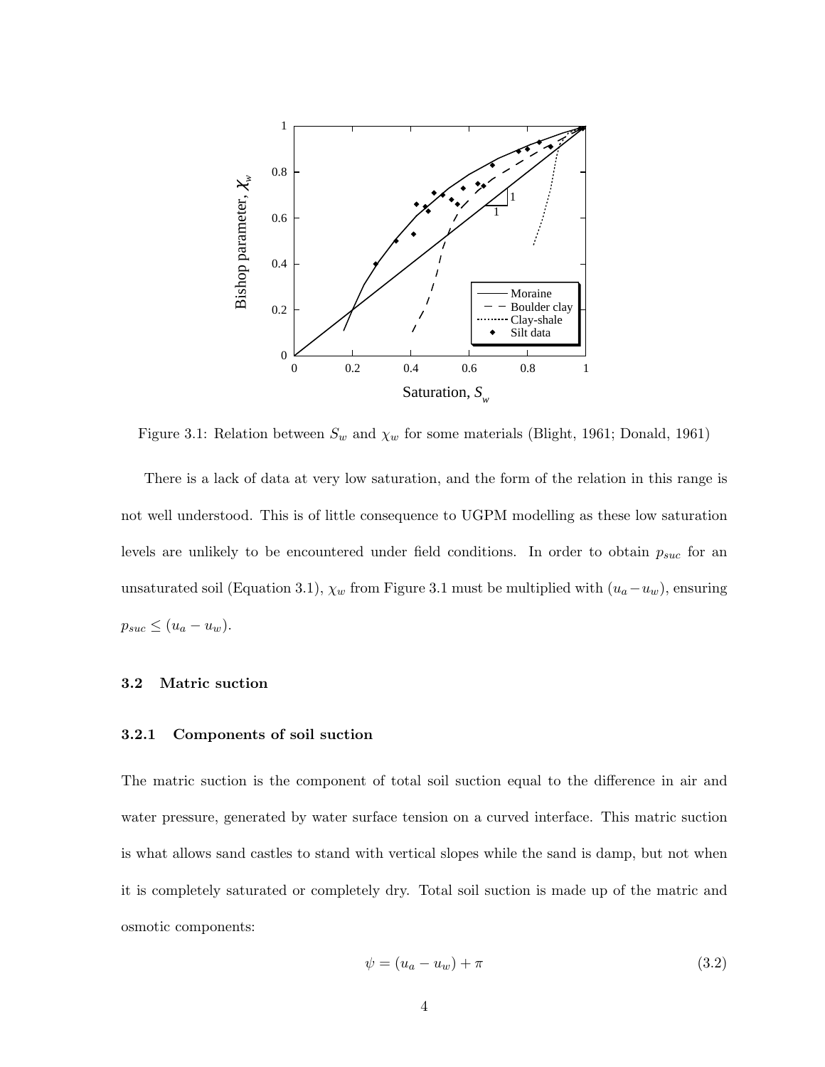Figure 3.1: Relation between $S_w$ and $\chi_w$ for some materials (Blight, 1961; Donald, 1961)

There is a lack of data at very low saturation, and the form of the relation in this range is not well understood. This is of little consequence to UGPM modelling as these low saturation levels are unlikely to be encountered under field conditions. In order to obtain $p_{suc}$ for an unsaturated soil (Equation 3.1), $\chi_w$ from Figure 3.1 must be multiplied with $(u_a - u_w)$, ensuring $p_{suc} \leq (u_a - u_w)$.

## 3.2 Matric suction

### 3.2.1 Components of soil suction

The matric suction is the component of total soil suction equal to the difference in air and water pressure, generated by water surface tension on a curved interface. This matric suction is what allows sand castles to stand with vertical slopes while the sand is damp, but not when it is completely saturated or completely dry. Total soil suction is made up of the matric and osmotic components:

$$\psi = (u_a - u_w) + \pi \tag{3.2}$$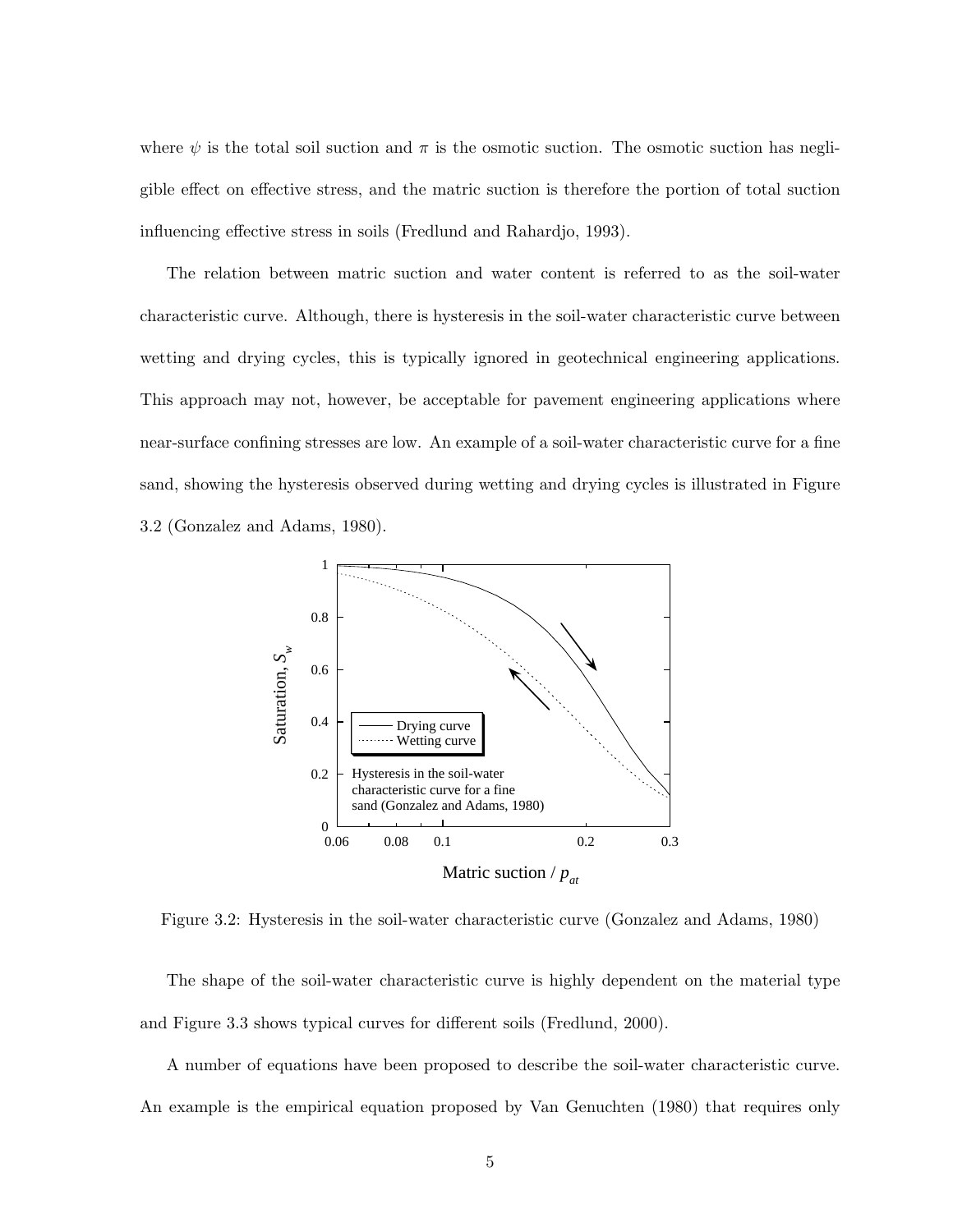where $\psi$ is the total soil suction and $\pi$ is the osmotic suction. The osmotic suction has negligible effect on effective stress, and the matric suction is therefore the portion of total suction influencing effective stress in soils (Fredlund and Rahardjo, 1993).

The relation between matric suction and water content is referred to as the soil-water characteristic curve. Although, there is hysteresis in the soil-water characteristic curve between wetting and drying cycles, this is typically ignored in geotechnical engineering applications. This approach may not, however, be acceptable for pavement engineering applications where near-surface confining stresses are low. An example of a soil-water characteristic curve for a fine sand, showing the hysteresis observed during wetting and drying cycles is illustrated in Figure 3.2 (Gonzalez and Adams, 1980).

Figure 3.2: Hysteresis in the soil-water characteristic curve (Gonzalez and Adams, 1980)

The shape of the soil-water characteristic curve is highly dependent on the material type and Figure 3.3 shows typical curves for different soils (Fredlund, 2000).

A number of equations have been proposed to describe the soil-water characteristic curve. An example is the empirical equation proposed by Van Genuchten (1980) that requires only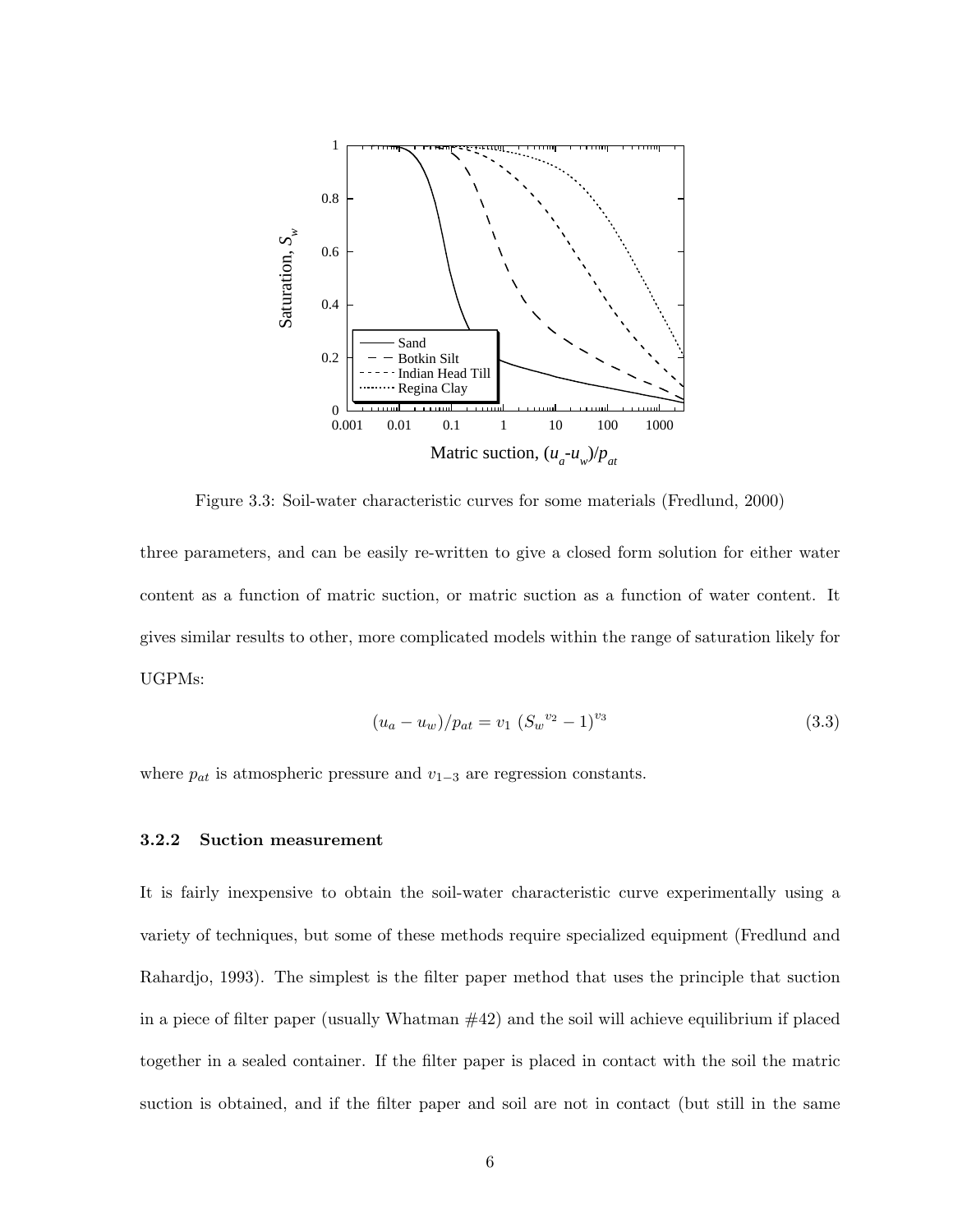Figure 3.3: Soil-water characteristic curves for some materials (Fredlund, 2000)

three parameters, and can be easily re-written to give a closed form solution for either water content as a function of matric suction, or matric suction as a function of water content. It gives similar results to other, more complicated models within the range of saturation likely for UGPMs:

$$(u_a - u_w)/p_{at} = v_1 \left({S_w}^{v_2} - 1\right)^{v_3} \tag{3.3}$$

where $p_{at}$ is atmospheric pressure and $v_{1-3}$ are regression constants.

### 3.2.2 Suction measurement

It is fairly inexpensive to obtain the soil-water characteristic curve experimentally using a variety of techniques, but some of these methods require specialized equipment (Fredlund and Rahardjo, 1993). The simplest is the filter paper method that uses the principle that suction in a piece of filter paper (usually Whatman #42) and the soil will achieve equilibrium if placed together in a sealed container. If the filter paper is placed in contact with the soil the matric suction is obtained, and if the filter paper and soil are not in contact (but still in the same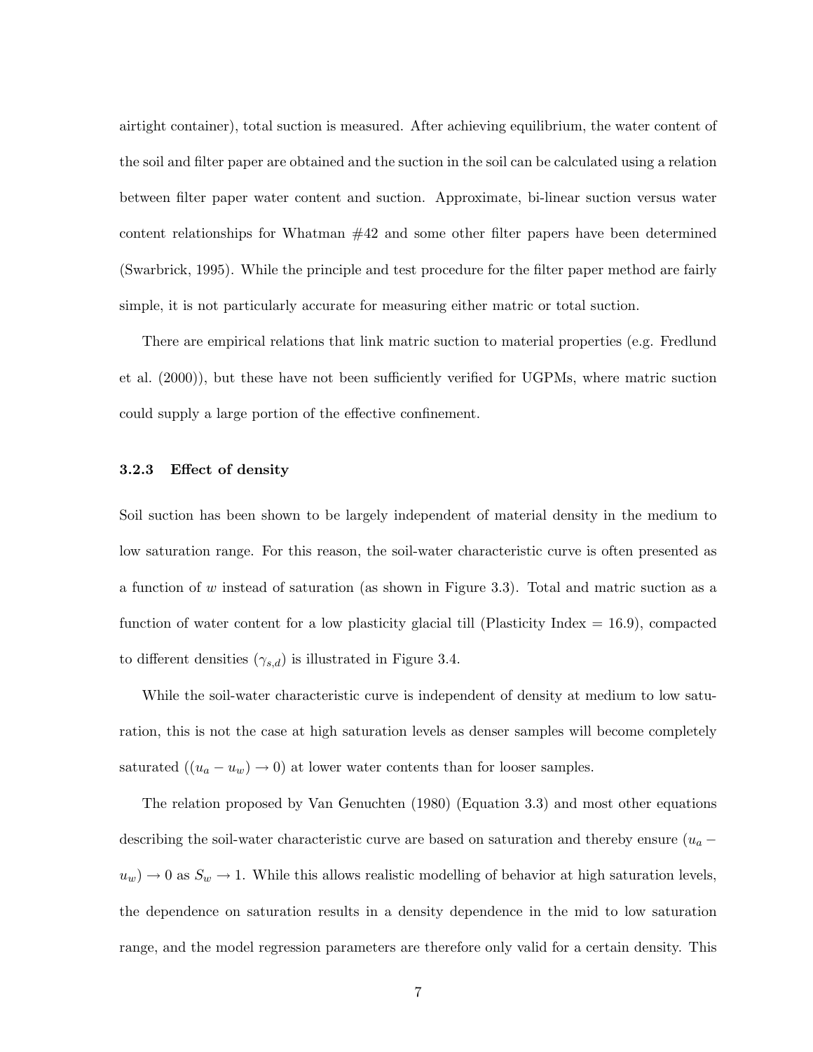airtight container), total suction is measured. After achieving equilibrium, the water content of the soil and filter paper are obtained and the suction in the soil can be calculated using a relation between filter paper water content and suction. Approximate, bi-linear suction versus water content relationships for Whatman #42 and some other filter papers have been determined (Swarbrick, 1995). While the principle and test procedure for the filter paper method are fairly simple, it is not particularly accurate for measuring either matric or total suction.

There are empirical relations that link matric suction to material properties (e.g. Fredlund et al. (2000)), but these have not been sufficiently verified for UGPMs, where matric suction could supply a large portion of the effective confinement.

### 3.2.3 Effect of density

Soil suction has been shown to be largely independent of material density in the medium to low saturation range. For this reason, the soil-water characteristic curve is often presented as a function of $w$ instead of saturation (as shown in Figure 3.3). Total and matric suction as a function of water content for a low plasticity glacial till (Plasticity Index = 16.9), compacted to different densities ($\gamma_{s,d}$) is illustrated in Figure 3.4.

While the soil-water characteristic curve is independent of density at medium to low saturation, this is not the case at high saturation levels as denser samples will become completely saturated ($(u_a - u_w) \rightarrow 0$) at lower water contents than for looser samples.

The relation proposed by Van Genuchten (1980) (Equation 3.3) and most other equations describing the soil-water characteristic curve are based on saturation and thereby ensure $(u_a - u_w) \rightarrow 0$ as $S_w \rightarrow 1$. While this allows realistic modelling of behavior at high saturation levels, the dependence on saturation results in a density dependence in the mid to low saturation range, and the model regression parameters are therefore only valid for a certain density. This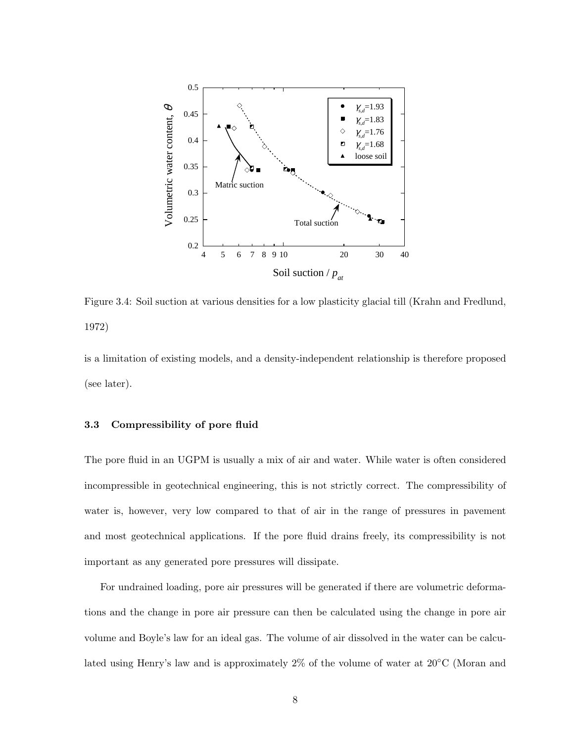Figure 3.4: Soil suction at various densities for a low plasticity glacial till (Krahn and Fredlund, 1972)

is a limitation of existing models, and a density-independent relationship is therefore proposed (see later).

### 3.3 Compressibility of pore fluid

The pore fluid in an UGPM is usually a mix of air and water. While water is often considered incompressible in geotechnical engineering, this is not strictly correct. The compressibility of water is, however, very low compared to that of air in the range of pressures in pavement and most geotechnical applications. If the pore fluid drains freely, its compressibility is not important as any generated pore pressures will dissipate.

For undrained loading, pore air pressures will be generated if there are volumetric deformations and the change in pore air pressure can then be calculated using the change in pore air volume and Boyle's law for an ideal gas. The volume of air dissolved in the water can be calculated using Henry's law and is approximately 2% of the volume of water at 20°C (Moran and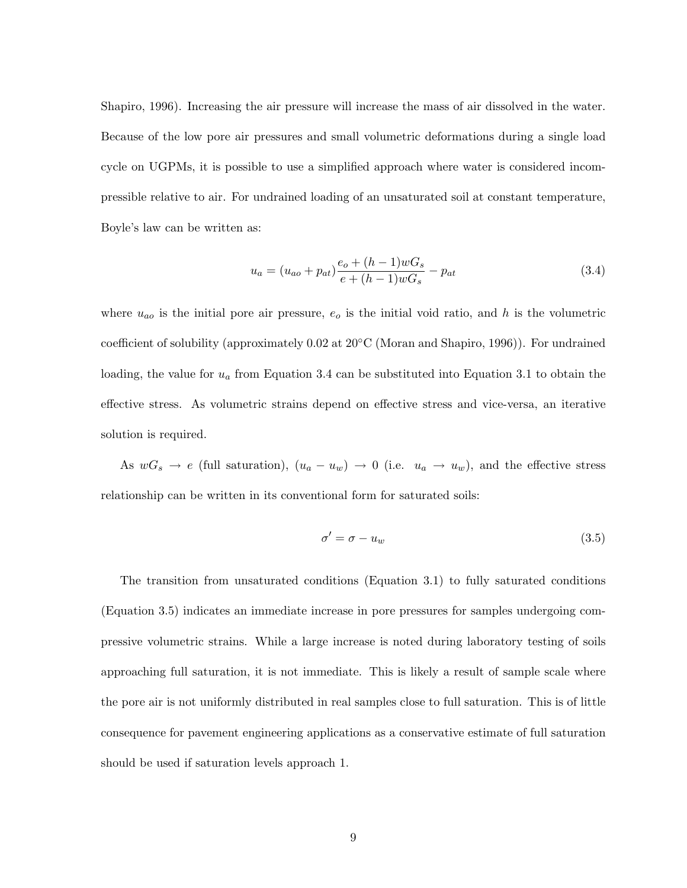Shapiro, 1996). Increasing the air pressure will increase the mass of air dissolved in the water. Because of the low pore air pressures and small volumetric deformations during a single load cycle on UGPMs, it is possible to use a simplified approach where water is considered incompressible relative to air. For undrained loading of an unsaturated soil at constant temperature, Boyle's law can be written as:

$$u_a = (u_{ao} + p_{at})\frac{e_o + (h-1)wG_s}{e + (h-1)wG_s} - p_{at} \tag{3.4}$$

where $u_{ao}$ is the initial pore air pressure, $e_o$ is the initial void ratio, and $h$ is the volumetric coefficient of solubility (approximately 0.02 at 20°C (Moran and Shapiro, 1996)). For undrained loading, the value for $u_a$ from Equation 3.4 can be substituted into Equation 3.1 to obtain the effective stress. As volumetric strains depend on effective stress and vice-versa, an iterative solution is required.

As $wG_s \rightarrow e$ (full saturation), $(u_a - u_w) \rightarrow 0$ (i.e. $u_a \rightarrow u_w$), and the effective stress relationship can be written in its conventional form for saturated soils:

$$\sigma' = \sigma - u_w \tag{3.5}$$

The transition from unsaturated conditions (Equation 3.1) to fully saturated conditions (Equation 3.5) indicates an immediate increase in pore pressures for samples undergoing compressive volumetric strains. While a large increase is noted during laboratory testing of soils approaching full saturation, it is not immediate. This is likely a result of sample scale where the pore air is not uniformly distributed in real samples close to full saturation. This is of little consequence for pavement engineering applications as a conservative estimate of full saturation should be used if saturation levels approach 1.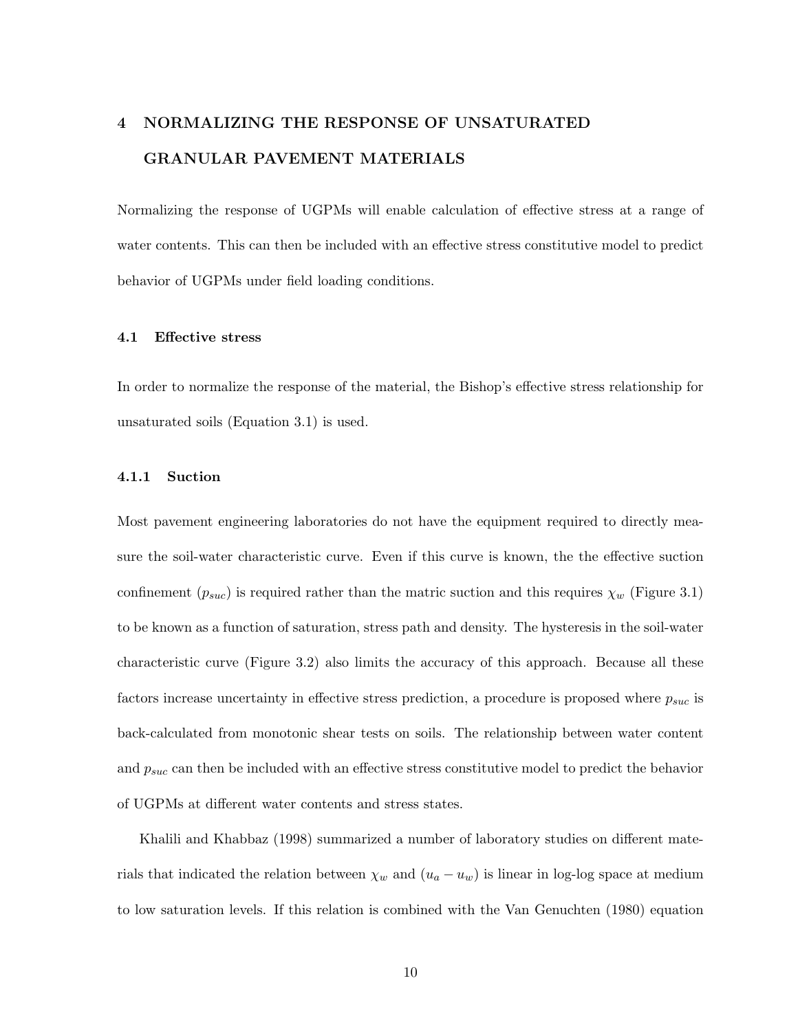# 4 NORMALIZING THE RESPONSE OF UNSATURATED GRANULAR PAVEMENT MATERIALS

Normalizing the response of UGPMs will enable calculation of effective stress at a range of water contents. This can then be included with an effective stress constitutive model to predict behavior of UGPMs under field loading conditions.

## 4.1 Effective stress

In order to normalize the response of the material, the Bishop's effective stress relationship for unsaturated soils (Equation 3.1) is used.

### 4.1.1 Suction

Most pavement engineering laboratories do not have the equipment required to directly measure the soil-water characteristic curve. Even if this curve is known, the the effective suction confinement ($p_{suc}$) is required rather than the matric suction and this requires $\chi_w$ (Figure 3.1) to be known as a function of saturation, stress path and density. The hysteresis in the soil-water characteristic curve (Figure 3.2) also limits the accuracy of this approach. Because all these factors increase uncertainty in effective stress prediction, a procedure is proposed where $p_{suc}$ is back-calculated from monotonic shear tests on soils. The relationship between water content and $p_{suc}$ can then be included with an effective stress constitutive model to predict the behavior of UGPMs at different water contents and stress states.

Khalili and Khabbaz (1998) summarized a number of laboratory studies on different materials that indicated the relation between $\chi_w$ and $(u_a - u_w)$ is linear in log-log space at medium to low saturation levels. If this relation is combined with the Van Genuchten (1980) equation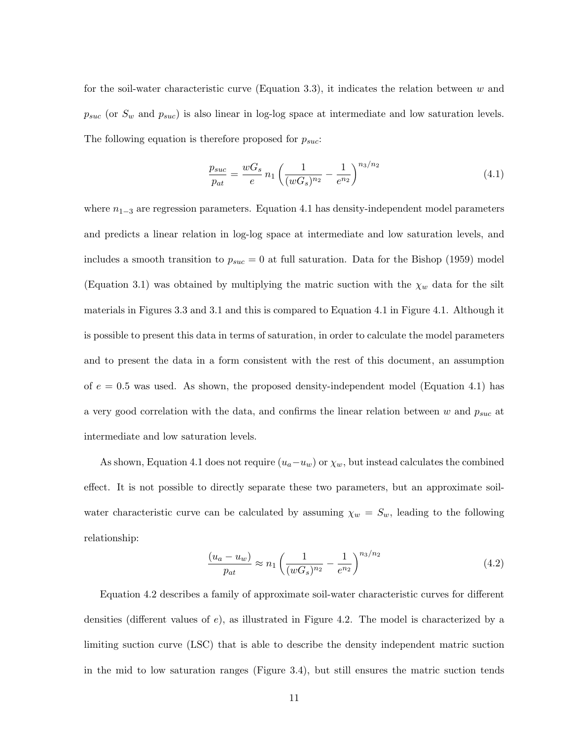for the soil-water characteristic curve (Equation 3.3), it indicates the relation between $w$ and $p_{suc}$ (or $S_w$ and $p_{suc}$) is also linear in log-log space at intermediate and low saturation levels. The following equation is therefore proposed for $p_{suc}$:

$$\frac{p_{suc}}{p_{at}} = \frac{wG_s}{e}\, n_1 \left( \frac{1}{(wG_s)^{n_2}} - \frac{1}{e^{n_2}} \right)^{n_3/n_2} \tag{4.1}$$

where $n_{1-3}$ are regression parameters. Equation 4.1 has density-independent model parameters and predicts a linear relation in log-log space at intermediate and low saturation levels, and includes a smooth transition to $p_{suc} = 0$ at full saturation. Data for the Bishop (1959) model (Equation 3.1) was obtained by multiplying the matric suction with the $\chi_w$ data for the silt materials in Figures 3.3 and 3.1 and this is compared to Equation 4.1 in Figure 4.1. Although it is possible to present this data in terms of saturation, in order to calculate the model parameters and to present the data in a form consistent with the rest of this document, an assumption of $e = 0.5$ was used. As shown, the proposed density-independent model (Equation 4.1) has a very good correlation with the data, and confirms the linear relation between $w$ and $p_{suc}$ at intermediate and low saturation levels.

As shown, Equation 4.1 does not require $(u_a - u_w)$ or $\chi_w$, but instead calculates the combined effect. It is not possible to directly separate these two parameters, but an approximate soil-water characteristic curve can be calculated by assuming $\chi_w = S_w$, leading to the following relationship:

$$\frac{(u_a - u_w)}{p_{at}} \approx n_1 \left( \frac{1}{(wG_s)^{n_2}} - \frac{1}{e^{n_2}} \right)^{n_3/n_2} \tag{4.2}$$

Equation 4.2 describes a family of approximate soil-water characteristic curves for different densities (different values of $e$), as illustrated in Figure 4.2. The model is characterized by a limiting suction curve (LSC) that is able to describe the density independent matric suction in the mid to low saturation ranges (Figure 3.4), but still ensures the matric suction tends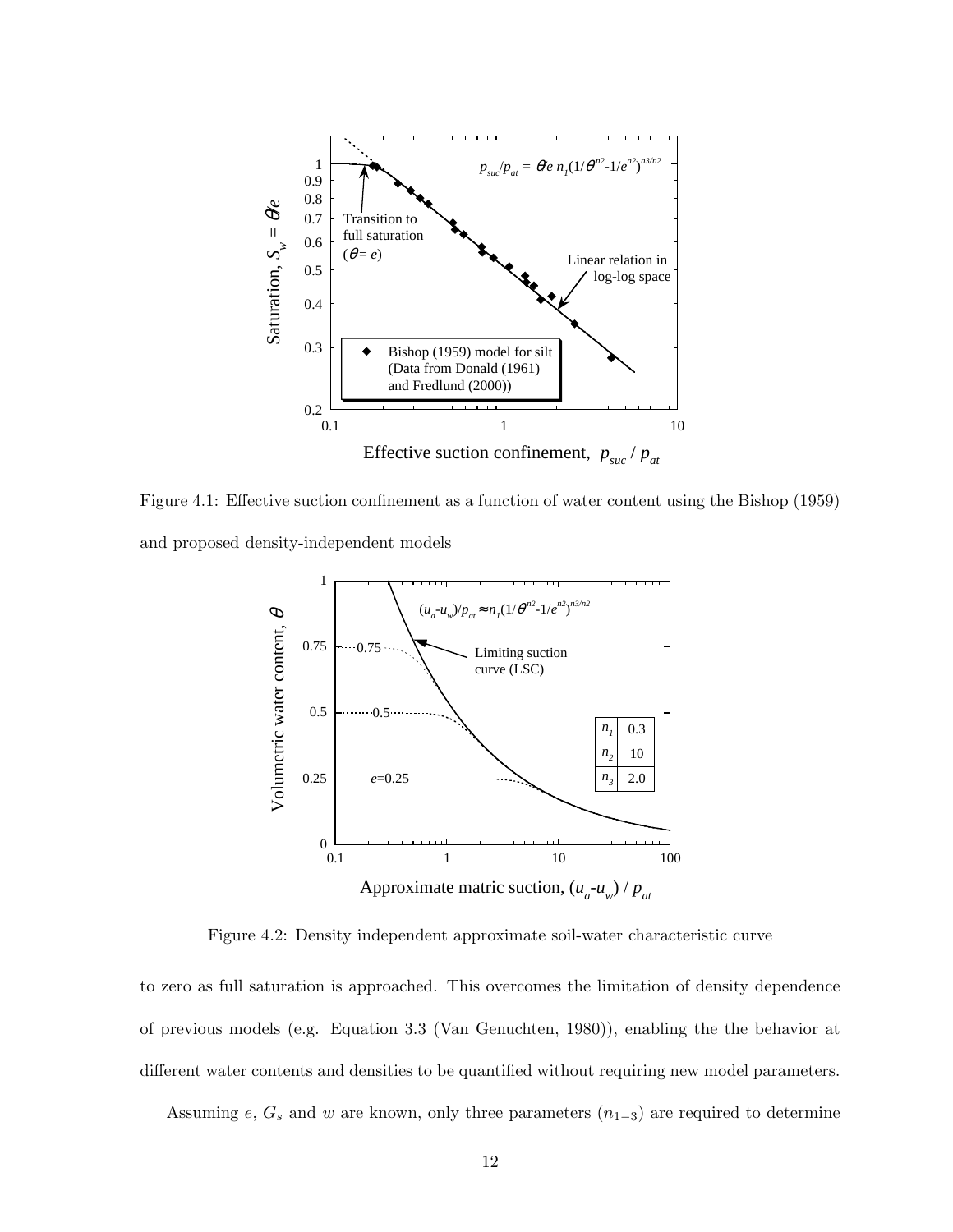Figure 4.1: Effective suction confinement as a function of water content using the Bishop (1959) and proposed density-independent models

Figure 4.2: Density independent approximate soil-water characteristic curve

to zero as full saturation is approached. This overcomes the limitation of density dependence of previous models (e.g. Equation 3.3 (Van Genuchten, 1980)), enabling the the behavior at different water contents and densities to be quantified without requiring new model parameters.

Assuming $e$, $G_s$ and $w$ are known, only three parameters ($n_{1-3}$) are required to determine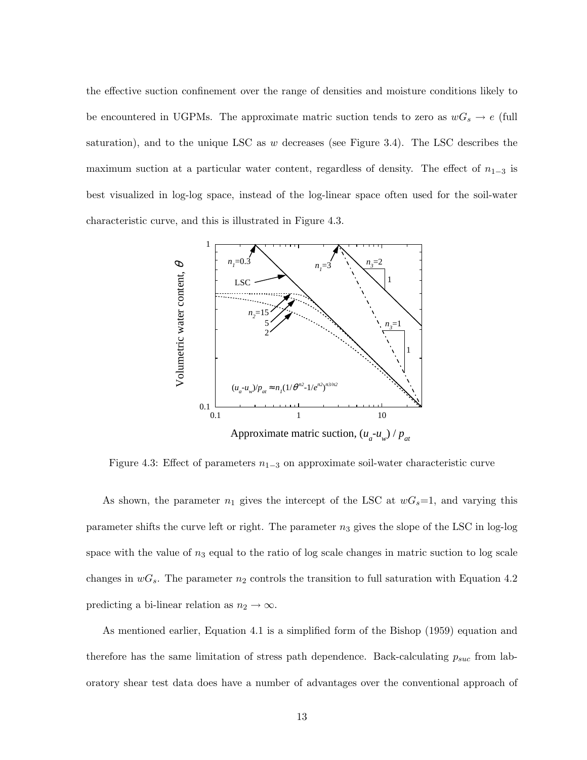the effective suction confinement over the range of densities and moisture conditions likely to be encountered in UGPMs. The approximate matric suction tends to zero as $wG_s \rightarrow e$ (full saturation), and to the unique LSC as $w$ decreases (see Figure 3.4). The LSC describes the maximum suction at a particular water content, regardless of density. The effect of $n_{1-3}$ is best visualized in log-log space, instead of the log-linear space often used for the soil-water characteristic curve, and this is illustrated in Figure 4.3.

Figure 4.3: Effect of parameters $n_{1-3}$ on approximate soil-water characteristic curve

As shown, the parameter $n_1$ gives the intercept of the LSC at $wG_s$=1, and varying this parameter shifts the curve left or right. The parameter $n_3$ gives the slope of the LSC in log-log space with the value of $n_3$ equal to the ratio of log scale changes in matric suction to log scale changes in $wG_s$. The parameter $n_2$ controls the transition to full saturation with Equation 4.2 predicting a bi-linear relation as $n_2 \rightarrow \infty$.

As mentioned earlier, Equation 4.1 is a simplified form of the Bishop (1959) equation and therefore has the same limitation of stress path dependence. Back-calculating $p_{suc}$ from laboratory shear test data does have a number of advantages over the conventional approach of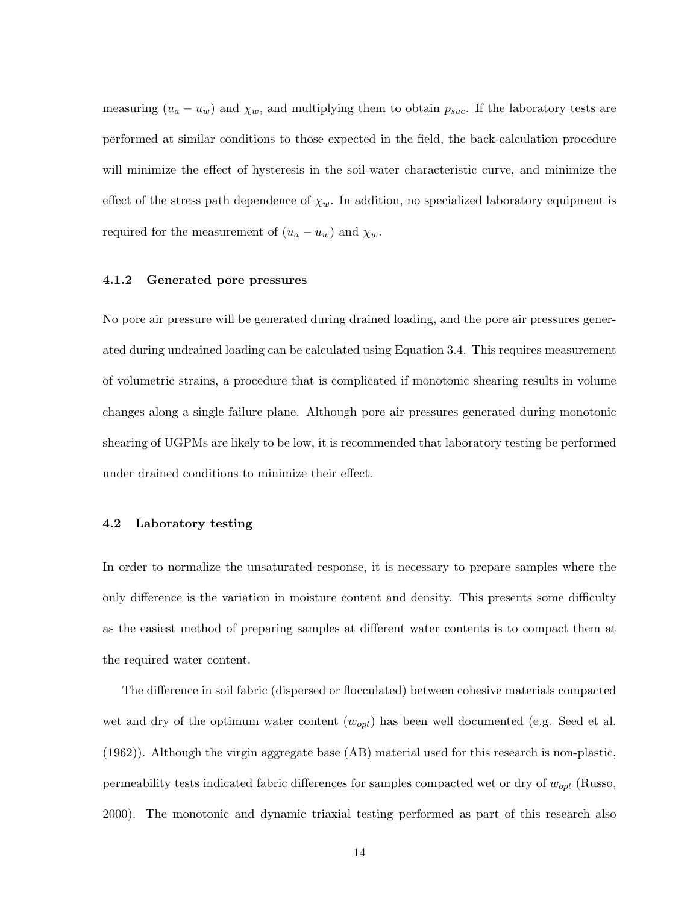measuring $(u_a - u_w)$ and $\chi_w$, and multiplying them to obtain $p_{suc}$. If the laboratory tests are performed at similar conditions to those expected in the field, the back-calculation procedure will minimize the effect of hysteresis in the soil-water characteristic curve, and minimize the effect of the stress path dependence of $\chi_w$. In addition, no specialized laboratory equipment is required for the measurement of $(u_a - u_w)$ and $\chi_w$.

### 4.1.2 Generated pore pressures

No pore air pressure will be generated during drained loading, and the pore air pressures generated during undrained loading can be calculated using Equation 3.4. This requires measurement of volumetric strains, a procedure that is complicated if monotonic shearing results in volume changes along a single failure plane. Although pore air pressures generated during monotonic shearing of UGPMs are likely to be low, it is recommended that laboratory testing be performed under drained conditions to minimize their effect.

## 4.2 Laboratory testing

In order to normalize the unsaturated response, it is necessary to prepare samples where the only difference is the variation in moisture content and density. This presents some difficulty as the easiest method of preparing samples at different water contents is to compact them at the required water content.

The difference in soil fabric (dispersed or flocculated) between cohesive materials compacted wet and dry of the optimum water content ($w_{opt}$) has been well documented (e.g. Seed et al. (1962)). Although the virgin aggregate base (AB) material used for this research is non-plastic, permeability tests indicated fabric differences for samples compacted wet or dry of $w_{opt}$ (Russo, 2000). The monotonic and dynamic triaxial testing performed as part of this research also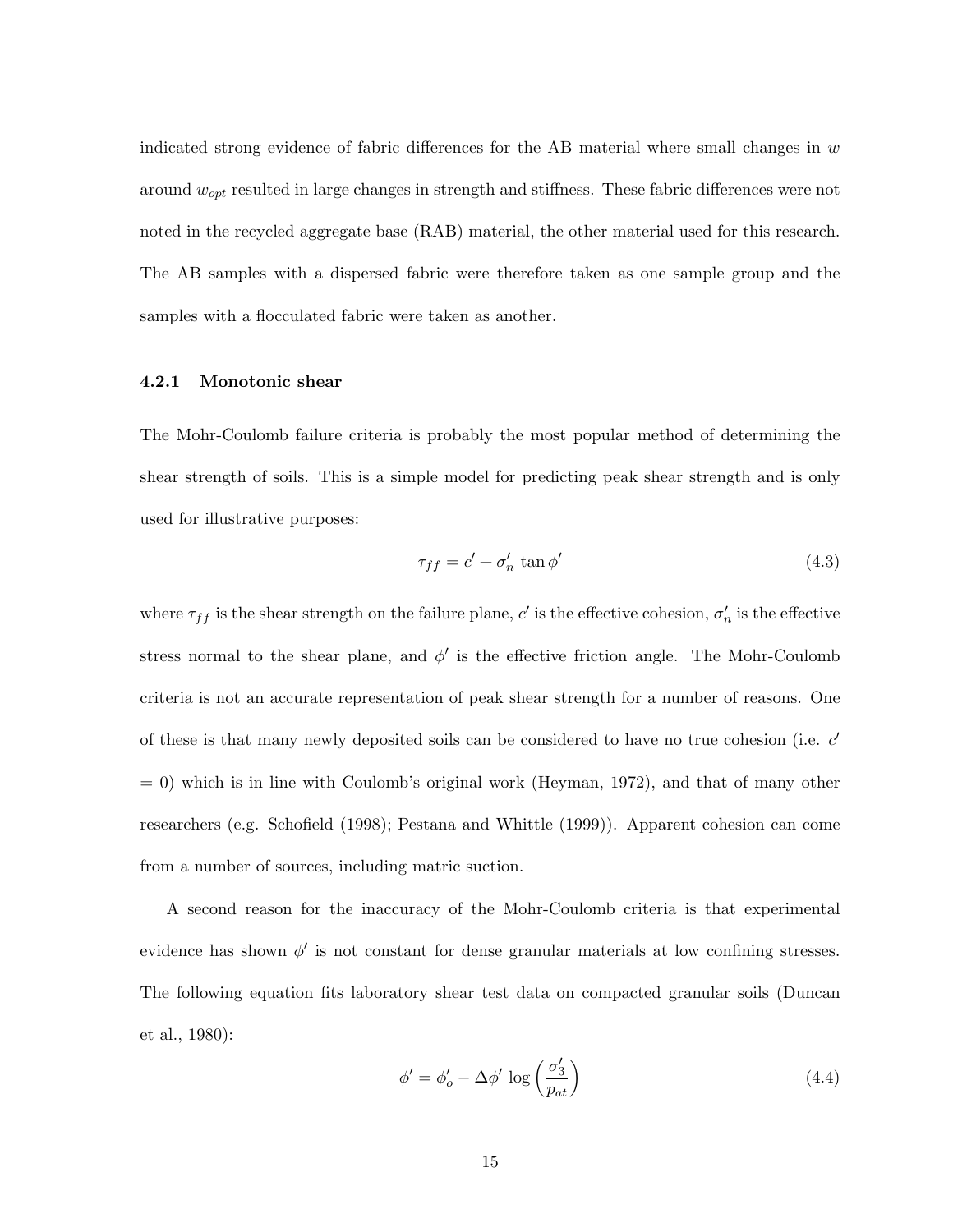indicated strong evidence of fabric differences for the AB material where small changes in $w$ around $w_{opt}$ resulted in large changes in strength and stiffness. These fabric differences were not noted in the recycled aggregate base (RAB) material, the other material used for this research. The AB samples with a dispersed fabric were therefore taken as one sample group and the samples with a flocculated fabric were taken as another.

### 4.2.1 Monotonic shear

The Mohr-Coulomb failure criteria is probably the most popular method of determining the shear strength of soils. This is a simple model for predicting peak shear strength and is only used for illustrative purposes:

$$\tau_{ff} = c' + \sigma_n' \tan \phi' \tag{4.3}$$

where $\tau_{ff}$ is the shear strength on the failure plane, $c'$ is the effective cohesion, $\sigma_n'$ is the effective stress normal to the shear plane, and $\phi'$ is the effective friction angle. The Mohr-Coulomb criteria is not an accurate representation of peak shear strength for a number of reasons. One of these is that many newly deposited soils can be considered to have no true cohesion (i.e. $c'$ = 0) which is in line with Coulomb's original work (Heyman, 1972), and that of many other researchers (e.g. Schofield (1998); Pestana and Whittle (1999)). Apparent cohesion can come from a number of sources, including matric suction.

A second reason for the inaccuracy of the Mohr-Coulomb criteria is that experimental evidence has shown $\phi'$ is not constant for dense granular materials at low confining stresses. The following equation fits laboratory shear test data on compacted granular soils (Duncan et al., 1980):

$$\phi' = \phi_o' - \Delta\phi' \log\left(\frac{\sigma_3'}{p_{at}}\right) \tag{4.4}$$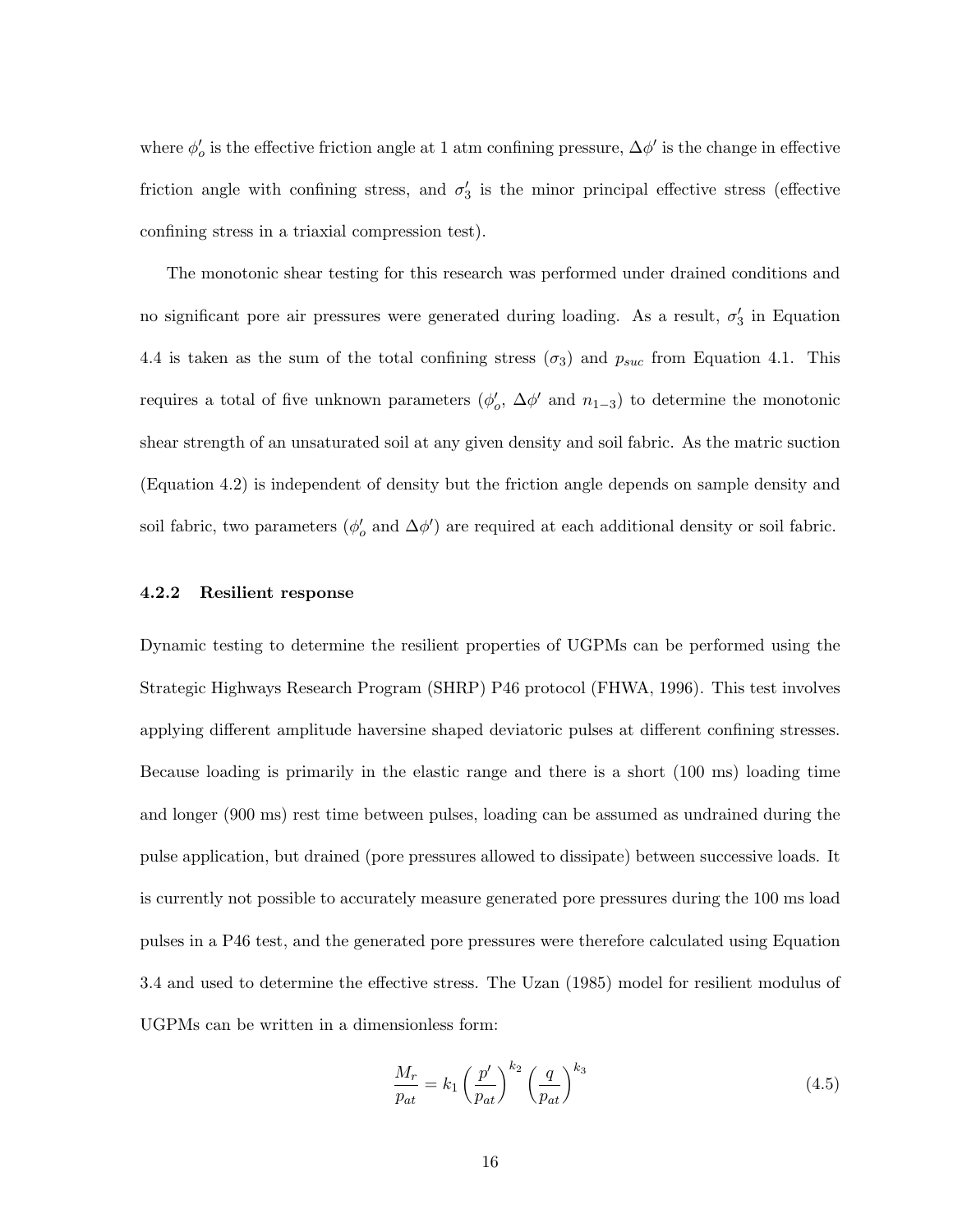where $\phi'_o$ is the effective friction angle at 1 atm confining pressure, $\Delta\phi'$ is the change in effective friction angle with confining stress, and $\sigma'_3$ is the minor principal effective stress (effective confining stress in a triaxial compression test).

The monotonic shear testing for this research was performed under drained conditions and no significant pore air pressures were generated during loading. As a result, $\sigma'_3$ in Equation 4.4 is taken as the sum of the total confining stress ($\sigma_3$) and $p_{suc}$ from Equation 4.1. This requires a total of five unknown parameters ($\phi'_o$, $\Delta\phi'$ and $n_{1-3}$) to determine the monotonic shear strength of an unsaturated soil at any given density and soil fabric. As the matric suction (Equation 4.2) is independent of density but the friction angle depends on sample density and soil fabric, two parameters ($\phi'_o$ and $\Delta\phi'$) are required at each additional density or soil fabric.

### 4.2.2 Resilient response

Dynamic testing to determine the resilient properties of UGPMs can be performed using the Strategic Highways Research Program (SHRP) P46 protocol (FHWA, 1996). This test involves applying different amplitude haversine shaped deviatoric pulses at different confining stresses. Because loading is primarily in the elastic range and there is a short (100 ms) loading time and longer (900 ms) rest time between pulses, loading can be assumed as undrained during the pulse application, but drained (pore pressures allowed to dissipate) between successive loads. It is currently not possible to accurately measure generated pore pressures during the 100 ms load pulses in a P46 test, and the generated pore pressures were therefore calculated using Equation 3.4 and used to determine the effective stress. The Uzan (1985) model for resilient modulus of UGPMs can be written in a dimensionless form:

$$\frac{M_r}{p_{at}} = k_1 \left(\frac{p'}{p_{at}}\right)^{k_2} \left(\frac{q}{p_{at}}\right)^{k_3} \tag{4.5}$$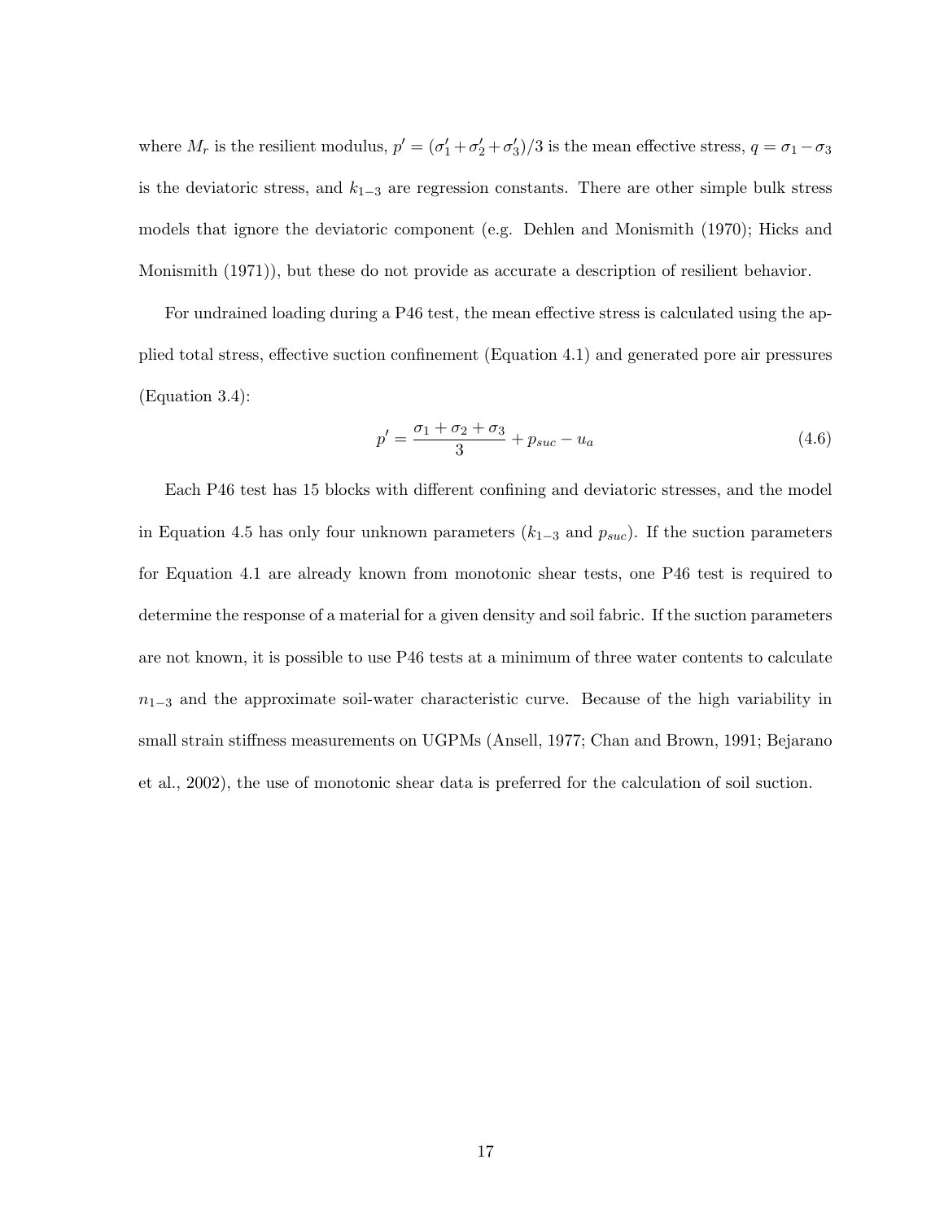where $M_r$ is the resilient modulus, $p' = (\sigma_1' + \sigma_2' + \sigma_3')/3$ is the mean effective stress, $q = \sigma_1 - \sigma_3$ is the deviatoric stress, and $k_{1-3}$ are regression constants. There are other simple bulk stress models that ignore the deviatoric component (e.g. Dehlen and Monismith (1970); Hicks and Monismith (1971)), but these do not provide as accurate a description of resilient behavior.

For undrained loading during a P46 test, the mean effective stress is calculated using the applied total stress, effective suction confinement (Equation 4.1) and generated pore air pressures (Equation 3.4):

$$p' = \frac{\sigma_1 + \sigma_2 + \sigma_3}{3} + p_{suc} - u_a \tag{4.6}$$

Each P46 test has 15 blocks with different confining and deviatoric stresses, and the model in Equation 4.5 has only four unknown parameters ($k_{1-3}$ and $p_{suc}$). If the suction parameters for Equation 4.1 are already known from monotonic shear tests, one P46 test is required to determine the response of a material for a given density and soil fabric. If the suction parameters are not known, it is possible to use P46 tests at a minimum of three water contents to calculate $n_{1-3}$ and the approximate soil-water characteristic curve. Because of the high variability in small strain stiffness measurements on UGPMs (Ansell, 1977; Chan and Brown, 1991; Bejarano et al., 2002), the use of monotonic shear data is preferred for the calculation of soil suction.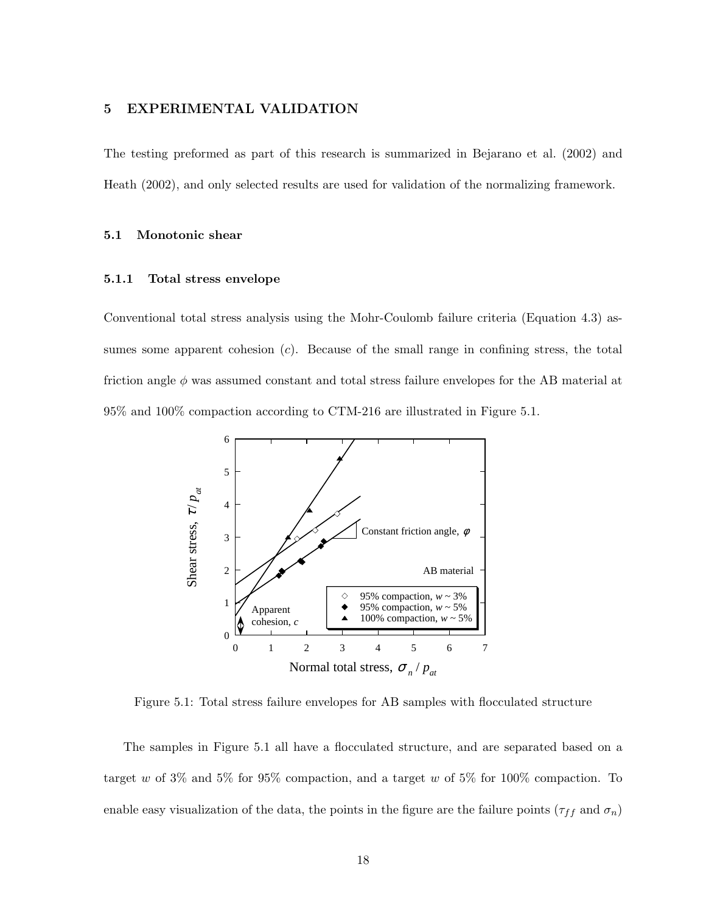# 5 EXPERIMENTAL VALIDATION

The testing preformed as part of this research is summarized in Bejarano et al. (2002) and Heath (2002), and only selected results are used for validation of the normalizing framework.

## 5.1 Monotonic shear

### 5.1.1 Total stress envelope

Conventional total stress analysis using the Mohr-Coulomb failure criteria (Equation 4.3) assumes some apparent cohesion ($c$). Because of the small range in confining stress, the total friction angle $\phi$ was assumed constant and total stress failure envelopes for the AB material at 95% and 100% compaction according to CTM-216 are illustrated in Figure 5.1.

Figure 5.1: Total stress failure envelopes for AB samples with flocculated structure

The samples in Figure 5.1 all have a flocculated structure, and are separated based on a target $w$ of 3% and 5% for 95% compaction, and a target $w$ of 5% for 100% compaction. To enable easy visualization of the data, the points in the figure are the failure points ($\tau_{ff}$ and $\sigma_n$)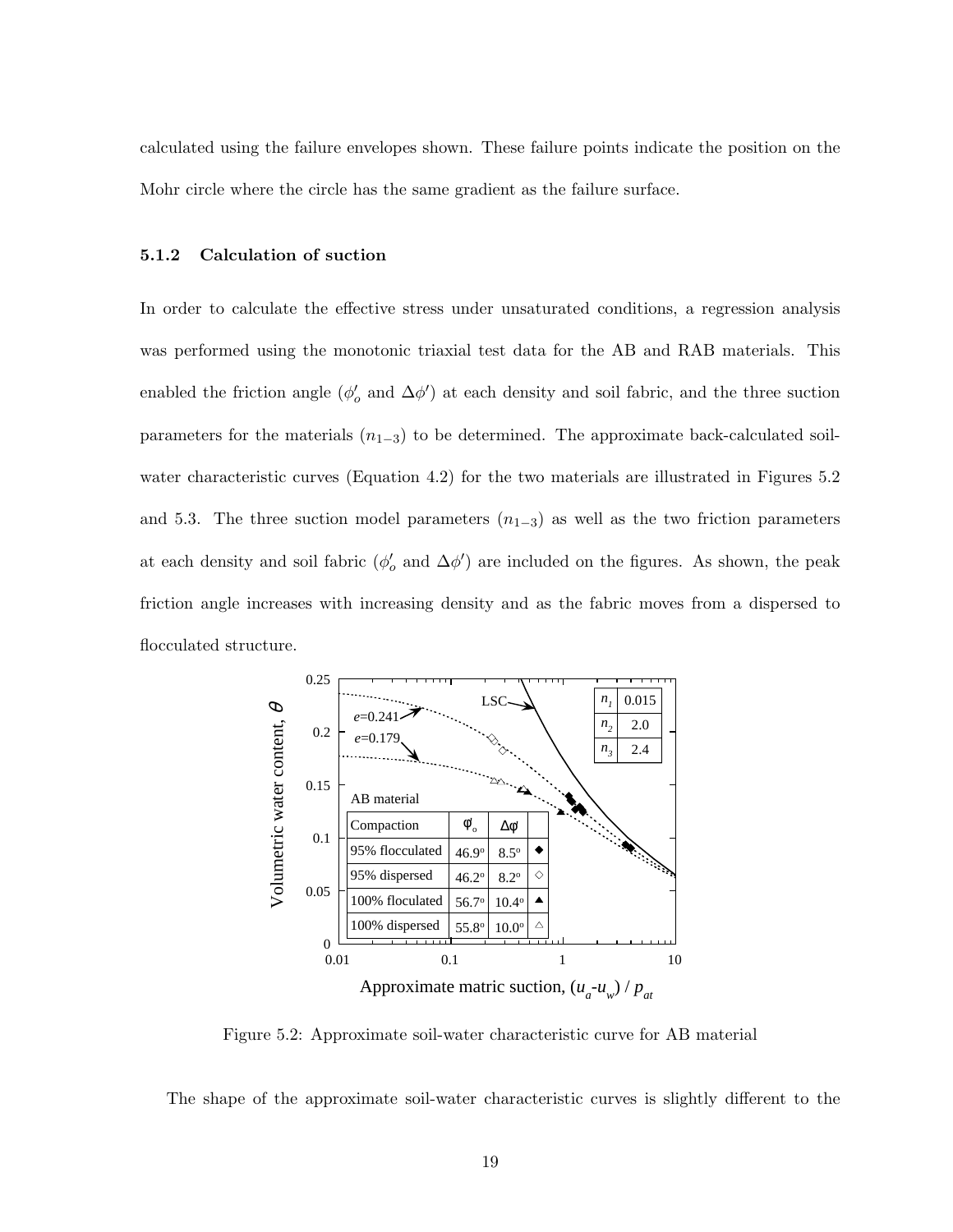calculated using the failure envelopes shown. These failure points indicate the position on the Mohr circle where the circle has the same gradient as the failure surface.

### 5.1.2 Calculation of suction

In order to calculate the effective stress under unsaturated conditions, a regression analysis was performed using the monotonic triaxial test data for the AB and RAB materials. This enabled the friction angle ($\phi'_o$ and $\Delta\phi'$) at each density and soil fabric, and the three suction parameters for the materials ($n_{1-3}$) to be determined. The approximate back-calculated soil-water characteristic curves (Equation 4.2) for the two materials are illustrated in Figures 5.2 and 5.3. The three suction model parameters ($n_{1-3}$) as well as the two friction parameters at each density and soil fabric ($\phi'_o$ and $\Delta\phi'$) are included on the figures. As shown, the peak friction angle increases with increasing density and as the fabric moves from a dispersed to flocculated structure.

| $n_1$ | 0.015 |
|---|---|
| $n_2$ | 2.0 |
| $n_3$ | 2.4 |

AB material

| Compaction | $\phi_o$ | $\Delta\phi$ | |
|---|---|---|---|
| 95% flocculated | 46.9° | 8.5° | ◆ |
| 95% dispersed | 46.2° | 8.2° | ◇ |
| 100% floculated | 56.7° | 10.4° | ▲ |
| 100% dispersed | 55.8° | 10.0° | △ |

Figure 5.2: Approximate soil-water characteristic curve for AB material

The shape of the approximate soil-water characteristic curves is slightly different to the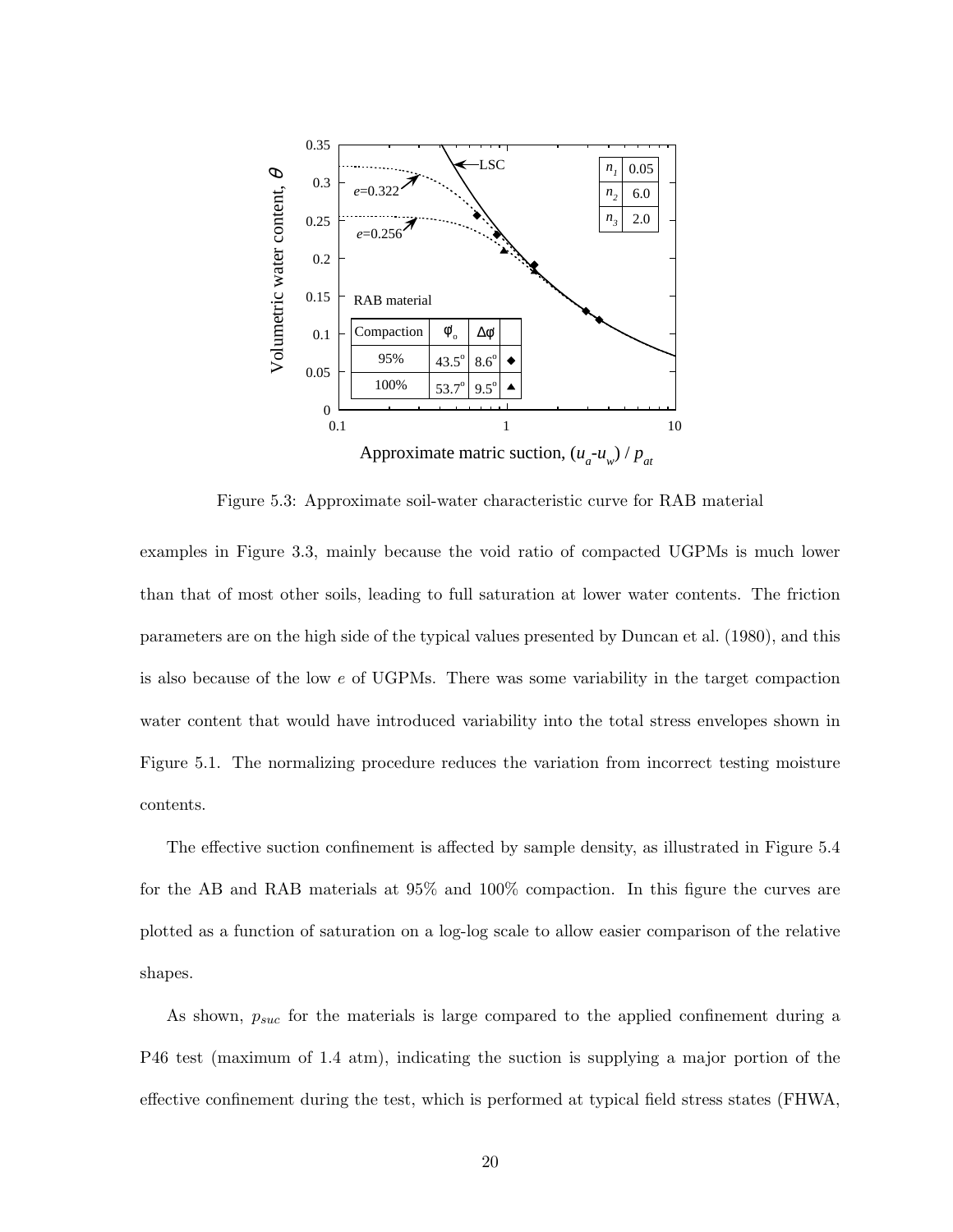Figure 5.3: Approximate soil-water characteristic curve for RAB material

examples in Figure 3.3, mainly because the void ratio of compacted UGPMs is much lower than that of most other soils, leading to full saturation at lower water contents. The friction parameters are on the high side of the typical values presented by Duncan et al. (1980), and this is also because of the low $e$ of UGPMs. There was some variability in the target compaction water content that would have introduced variability into the total stress envelopes shown in Figure 5.1. The normalizing procedure reduces the variation from incorrect testing moisture contents.

The effective suction confinement is affected by sample density, as illustrated in Figure 5.4 for the AB and RAB materials at 95% and 100% compaction. In this figure the curves are plotted as a function of saturation on a log-log scale to allow easier comparison of the relative shapes.

As shown, $p_{suc}$ for the materials is large compared to the applied confinement during a P46 test (maximum of 1.4 atm), indicating the suction is supplying a major portion of the effective confinement during the test, which is performed at typical field stress states (FHWA,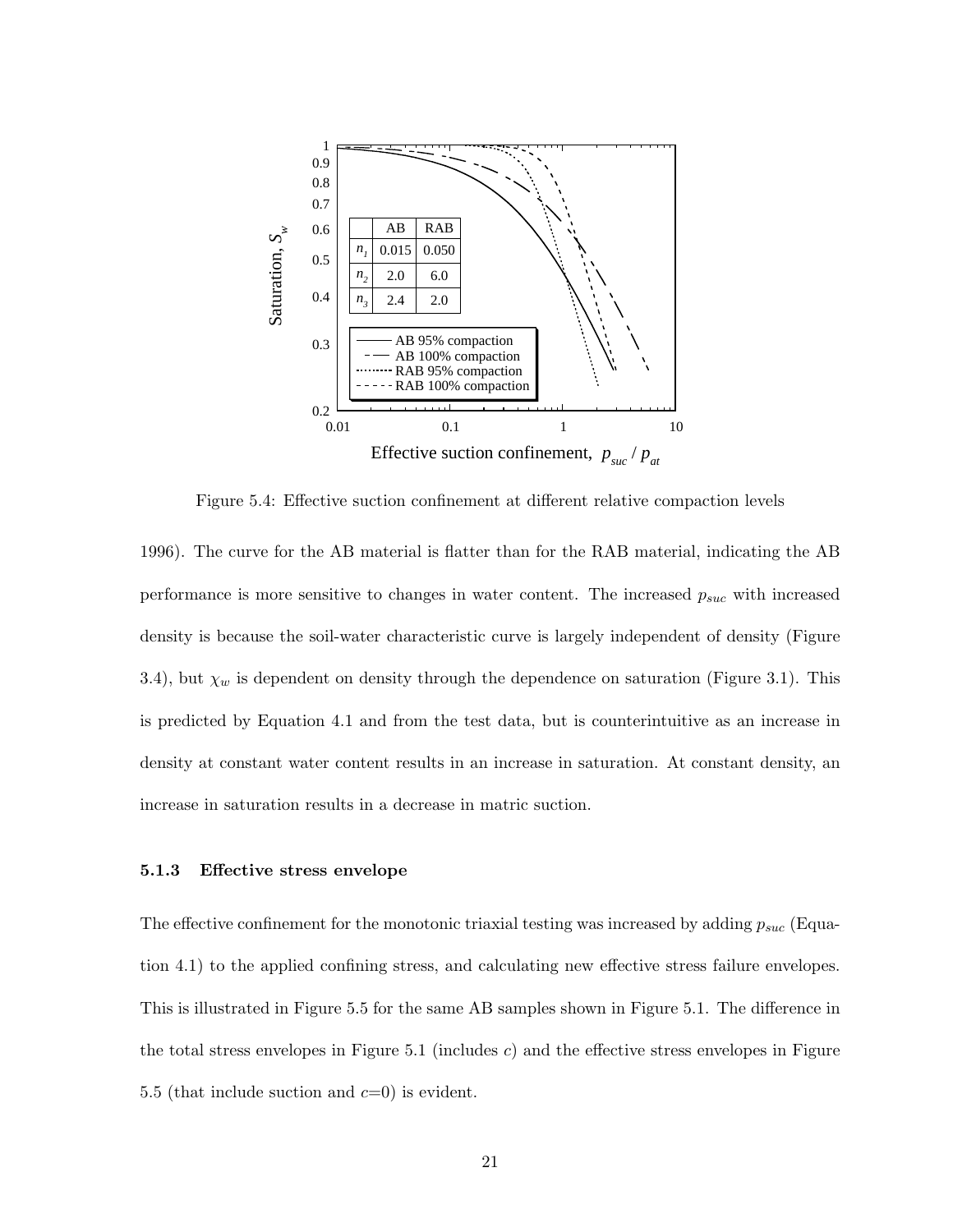| | AB | RAB |
|---|---|---|
| $n_1$ | 0.015 | 0.050 |
| $n_2$ | 2.0 | 6.0 |
| $n_3$ | 2.4 | 2.0 |

Figure 5.4: Effective suction confinement at different relative compaction levels

1996). The curve for the AB material is flatter than for the RAB material, indicating the AB performance is more sensitive to changes in water content. The increased $p_{suc}$ with increased density is because the soil-water characteristic curve is largely independent of density (Figure 3.4), but $\chi_w$ is dependent on density through the dependence on saturation (Figure 3.1). This is predicted by Equation 4.1 and from the test data, but is counterintuitive as an increase in density at constant water content results in an increase in saturation. At constant density, an increase in saturation results in a decrease in matric suction.

### 5.1.3 Effective stress envelope

The effective confinement for the monotonic triaxial testing was increased by adding $p_{suc}$ (Equation 4.1) to the applied confining stress, and calculating new effective stress failure envelopes. This is illustrated in Figure 5.5 for the same AB samples shown in Figure 5.1. The difference in the total stress envelopes in Figure 5.1 (includes $c$) and the effective stress envelopes in Figure 5.5 (that include suction and $c$=0) is evident.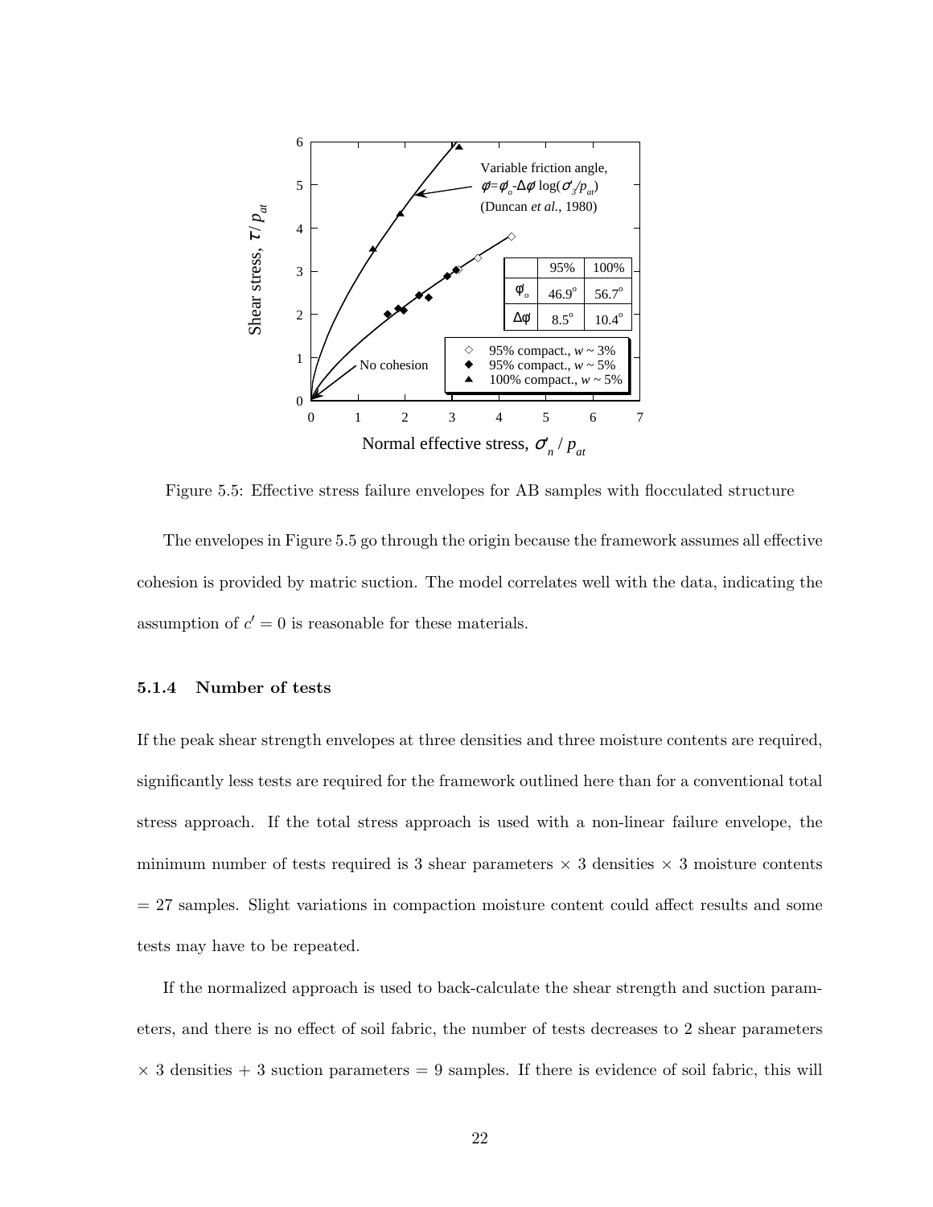Figure 5.5: Effective stress failure envelopes for AB samples with flocculated structure

The envelopes in Figure 5.5 go through the origin because the framework assumes all effective cohesion is provided by matric suction. The model correlates well with the data, indicating the assumption of $c' = 0$ is reasonable for these materials.

### 5.1.4 Number of tests

If the peak shear strength envelopes at three densities and three moisture contents are required, significantly less tests are required for the framework outlined here than for a conventional total stress approach. If the total stress approach is used with a non-linear failure envelope, the minimum number of tests required is 3 shear parameters $\times$ 3 densities $\times$ 3 moisture contents $= 27$ samples. Slight variations in compaction moisture content could affect results and some tests may have to be repeated.

If the normalized approach is used to back-calculate the shear strength and suction parameters, and there is no effect of soil fabric, the number of tests decreases to 2 shear parameters $\times$ 3 densities + 3 suction parameters = 9 samples. If there is evidence of soil fabric, this will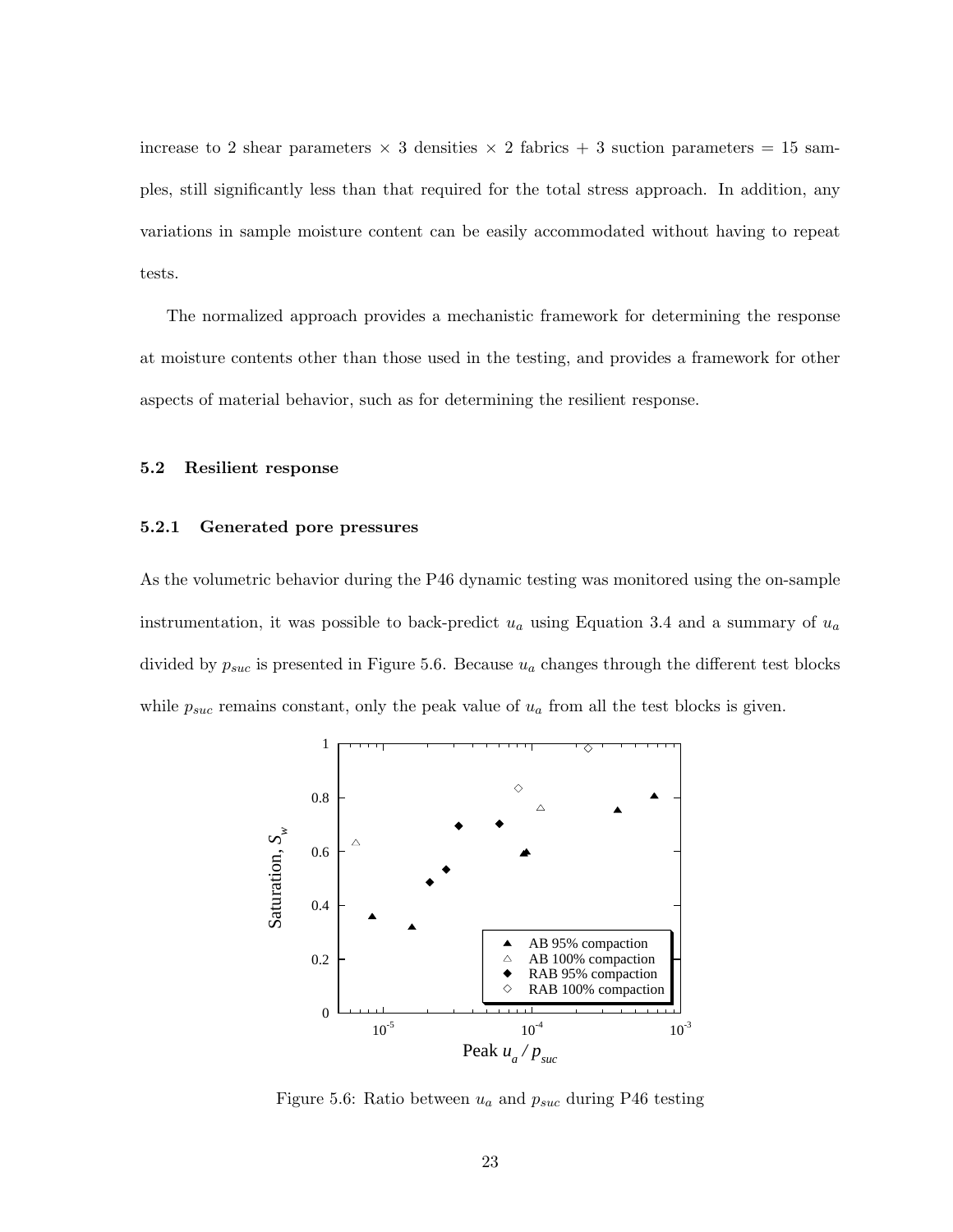increase to 2 shear parameters × 3 densities × 2 fabrics + 3 suction parameters = 15 samples, still significantly less than that required for the total stress approach. In addition, any variations in sample moisture content can be easily accommodated without having to repeat tests.

The normalized approach provides a mechanistic framework for determining the response at moisture contents other than those used in the testing, and provides a framework for other aspects of material behavior, such as for determining the resilient response.

## 5.2 Resilient response

### 5.2.1 Generated pore pressures

As the volumetric behavior during the P46 dynamic testing was monitored using the on-sample instrumentation, it was possible to back-predict $u_a$ using Equation 3.4 and a summary of $u_a$ divided by $p_{suc}$ is presented in Figure 5.6. Because $u_a$ changes through the different test blocks while $p_{suc}$ remains constant, only the peak value of $u_a$ from all the test blocks is given.

Figure 5.6: Ratio between $u_a$ and $p_{suc}$ during P46 testing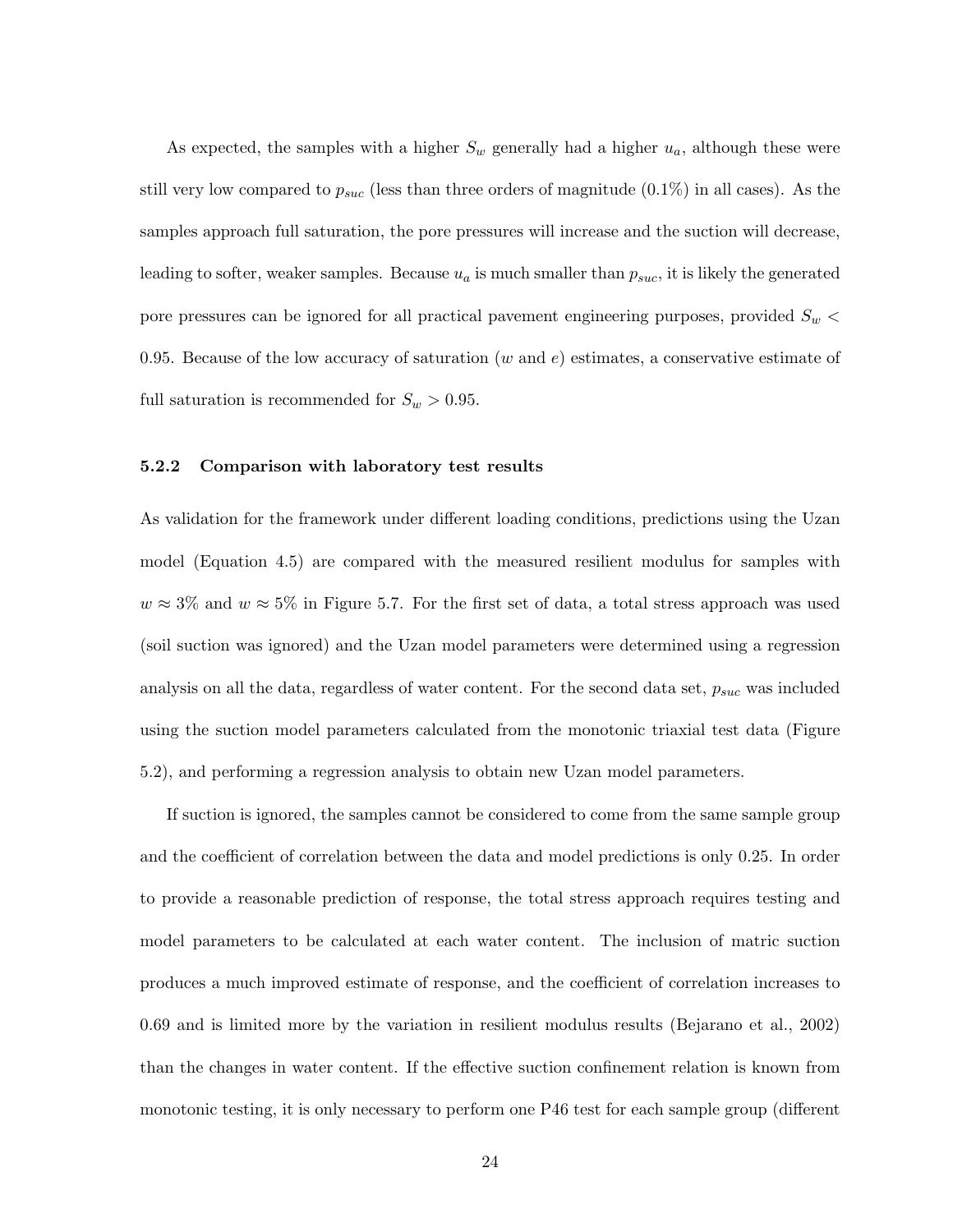As expected, the samples with a higher $S_w$ generally had a higher $u_a$, although these were still very low compared to $p_{suc}$ (less than three orders of magnitude (0.1%) in all cases). As the samples approach full saturation, the pore pressures will increase and the suction will decrease, leading to softer, weaker samples. Because $u_a$ is much smaller than $p_{suc}$, it is likely the generated pore pressures can be ignored for all practical pavement engineering purposes, provided $S_w < 0.95$. Because of the low accuracy of saturation ($w$ and $e$) estimates, a conservative estimate of full saturation is recommended for $S_w > 0.95$.

### 5.2.2 Comparison with laboratory test results

As validation for the framework under different loading conditions, predictions using the Uzan model (Equation 4.5) are compared with the measured resilient modulus for samples with $w \approx 3\%$ and $w \approx 5\%$ in Figure 5.7. For the first set of data, a total stress approach was used (soil suction was ignored) and the Uzan model parameters were determined using a regression analysis on all the data, regardless of water content. For the second data set, $p_{suc}$ was included using the suction model parameters calculated from the monotonic triaxial test data (Figure 5.2), and performing a regression analysis to obtain new Uzan model parameters.

If suction is ignored, the samples cannot be considered to come from the same sample group and the coefficient of correlation between the data and model predictions is only 0.25. In order to provide a reasonable prediction of response, the total stress approach requires testing and model parameters to be calculated at each water content. The inclusion of matric suction produces a much improved estimate of response, and the coefficient of correlation increases to 0.69 and is limited more by the variation in resilient modulus results (Bejarano et al., 2002) than the changes in water content. If the effective suction confinement relation is known from monotonic testing, it is only necessary to perform one P46 test for each sample group (different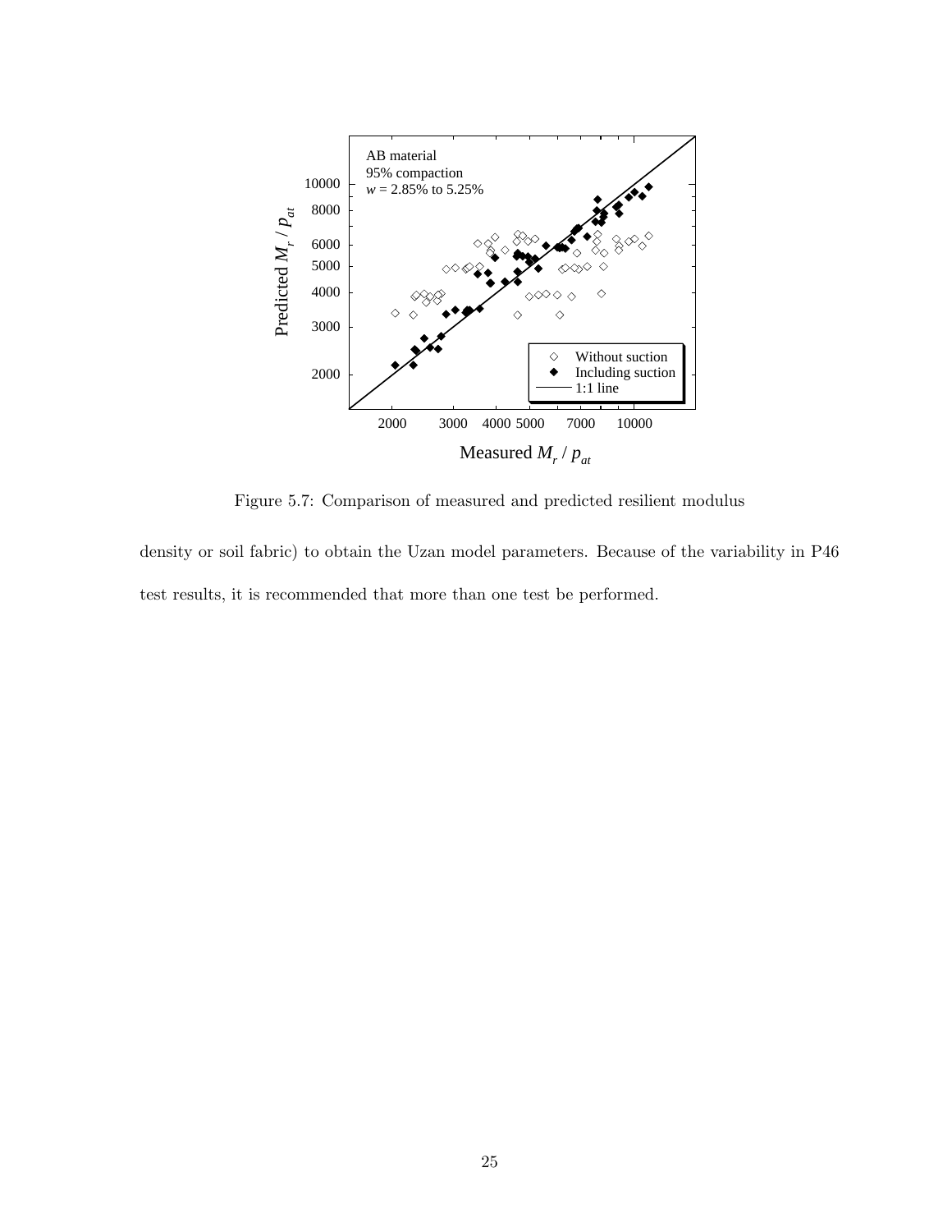Figure 5.7: Comparison of measured and predicted resilient modulus

density or soil fabric) to obtain the Uzan model parameters. Because of the variability in P46 test results, it is recommended that more than one test be performed.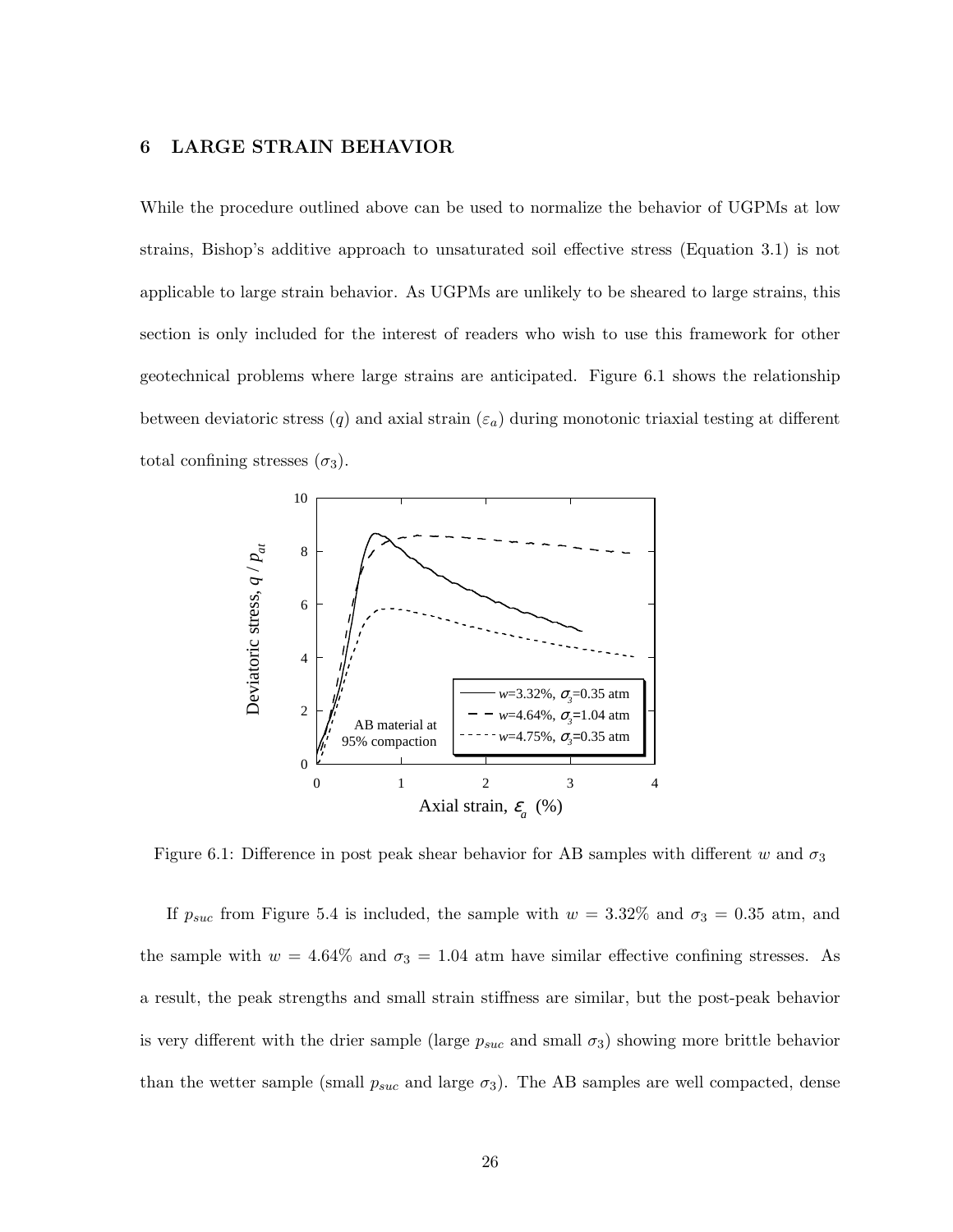# 6 LARGE STRAIN BEHAVIOR

While the procedure outlined above can be used to normalize the behavior of UGPMs at low strains, Bishop's additive approach to unsaturated soil effective stress (Equation 3.1) is not applicable to large strain behavior. As UGPMs are unlikely to be sheared to large strains, this section is only included for the interest of readers who wish to use this framework for other geotechnical problems where large strains are anticipated. Figure 6.1 shows the relationship between deviatoric stress ($q$) and axial strain ($\varepsilon_a$) during monotonic triaxial testing at different total confining stresses ($\sigma_3$).

Figure 6.1: Difference in post peak shear behavior for AB samples with different $w$ and $\sigma_3$

If $p_{suc}$ from Figure 5.4 is included, the sample with $w = 3.32\%$ and $\sigma_3 = 0.35$ atm, and the sample with $w = 4.64\%$ and $\sigma_3 = 1.04$ atm have similar effective confining stresses. As a result, the peak strengths and small strain stiffness are similar, but the post-peak behavior is very different with the drier sample (large $p_{suc}$ and small $\sigma_3$) showing more brittle behavior than the wetter sample (small $p_{suc}$ and large $\sigma_3$). The AB samples are well compacted, dense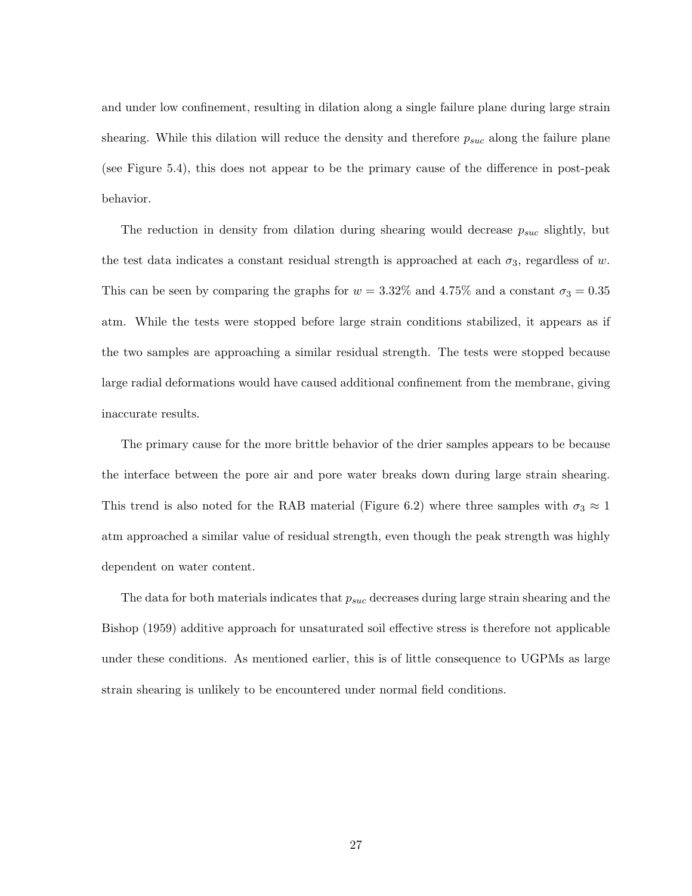and under low confinement, resulting in dilation along a single failure plane during large strain shearing. While this dilation will reduce the density and therefore $p_{suc}$ along the failure plane (see Figure 5.4), this does not appear to be the primary cause of the difference in post-peak behavior.

The reduction in density from dilation during shearing would decrease $p_{suc}$ slightly, but the test data indicates a constant residual strength is approached at each $\sigma_3$, regardless of $w$. This can be seen by comparing the graphs for $w = 3.32\%$ and $4.75\%$ and a constant $\sigma_3 = 0.35$ atm. While the tests were stopped before large strain conditions stabilized, it appears as if the two samples are approaching a similar residual strength. The tests were stopped because large radial deformations would have caused additional confinement from the membrane, giving inaccurate results.

The primary cause for the more brittle behavior of the drier samples appears to be because the interface between the pore air and pore water breaks down during large strain shearing. This trend is also noted for the RAB material (Figure 6.2) where three samples with $\sigma_3 \approx 1$ atm approached a similar value of residual strength, even though the peak strength was highly dependent on water content.

The data for both materials indicates that $p_{suc}$ decreases during large strain shearing and the Bishop (1959) additive approach for unsaturated soil effective stress is therefore not applicable under these conditions. As mentioned earlier, this is of little consequence to UGPMs as large strain shearing is unlikely to be encountered under normal field conditions.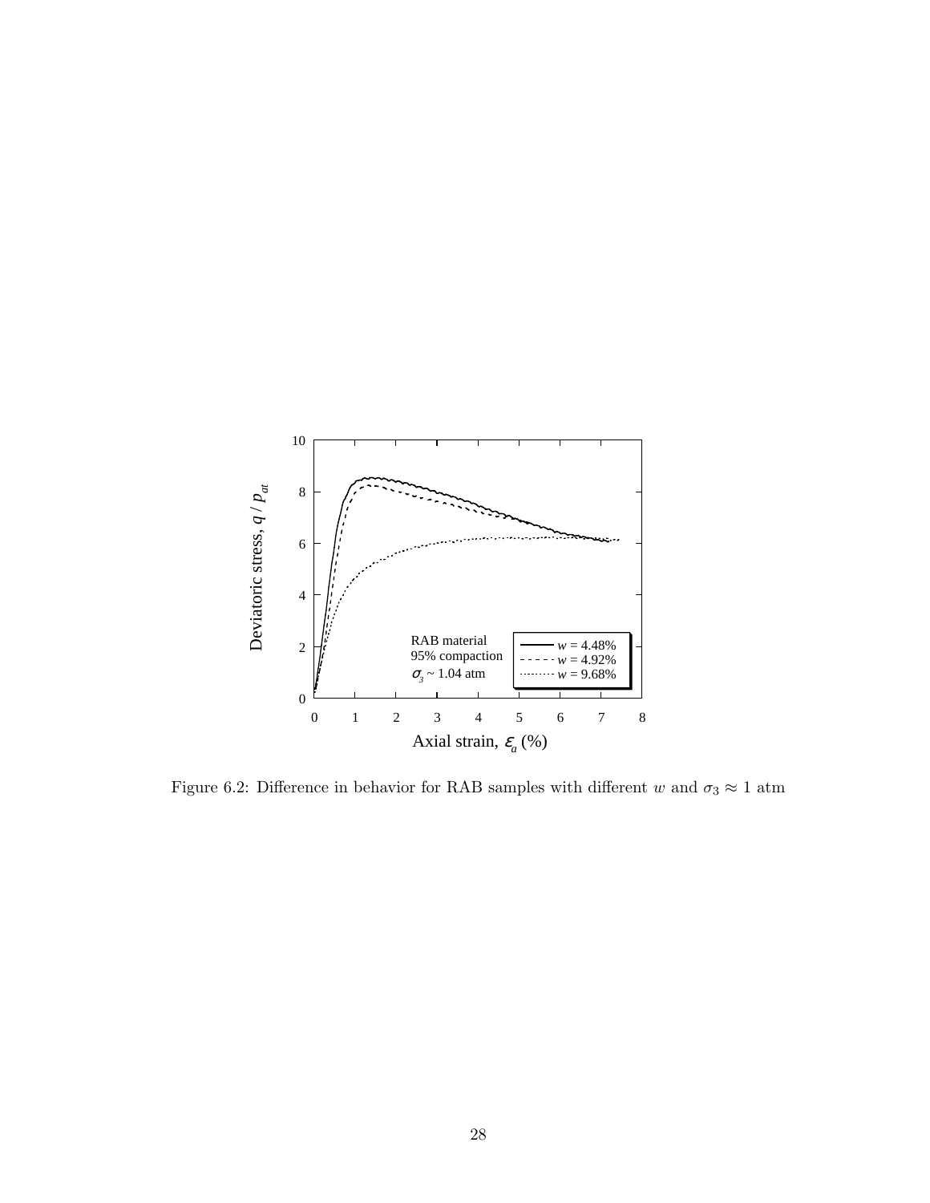Figure 6.2: Difference in behavior for RAB samples with different $w$ and $\sigma_3 \approx 1$ atm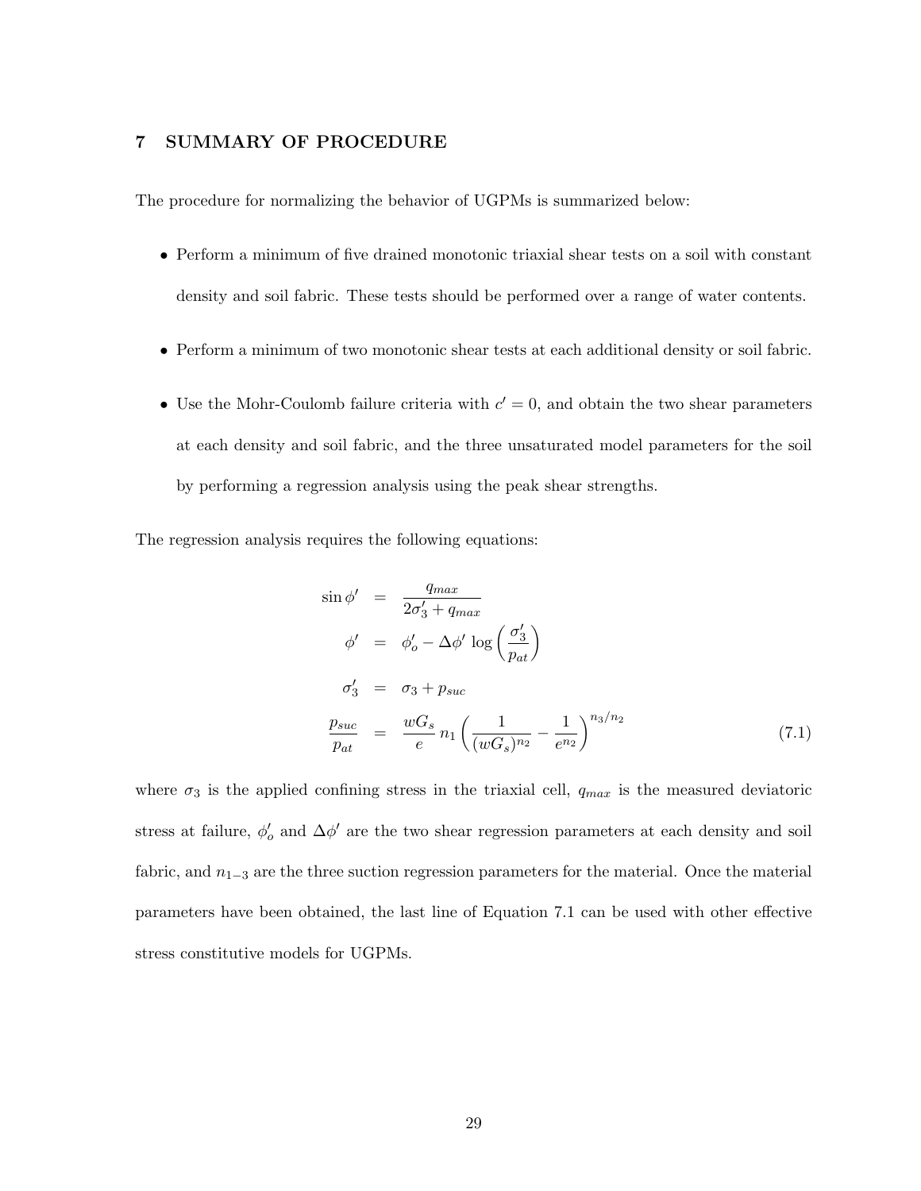## 7 SUMMARY OF PROCEDURE

The procedure for normalizing the behavior of UGPMs is summarized below:

- Perform a minimum of five drained monotonic triaxial shear tests on a soil with constant density and soil fabric. These tests should be performed over a range of water contents.
- Perform a minimum of two monotonic shear tests at each additional density or soil fabric.
- Use the Mohr-Coulomb failure criteria with $c' = 0$, and obtain the two shear parameters at each density and soil fabric, and the three unsaturated model parameters for the soil by performing a regression analysis using the peak shear strengths.

The regression analysis requires the following equations:

$$
\begin{aligned}
\sin \phi' &= \frac{q_{max}}{2\sigma_3' + q_{max}} \\
\phi' &= \phi_o' - \Delta\phi' \log\left(\frac{\sigma_3'}{p_{at}}\right) \\
\sigma_3' &= \sigma_3 + p_{suc} \\
\frac{p_{suc}}{p_{at}} &= \frac{wG_s}{e} n_1 \left(\frac{1}{(wG_s)^{n_2}} - \frac{1}{e^{n_2}}\right)^{n_3/n_2}
\end{aligned}
\tag{7.1}
$$

where $\sigma_3$ is the applied confining stress in the triaxial cell, $q_{max}$ is the measured deviatoric stress at failure, $\phi_o'$ and $\Delta\phi'$ are the two shear regression parameters at each density and soil fabric, and $n_{1-3}$ are the three suction regression parameters for the material. Once the material parameters have been obtained, the last line of Equation 7.1 can be used with other effective stress constitutive models for UGPMs.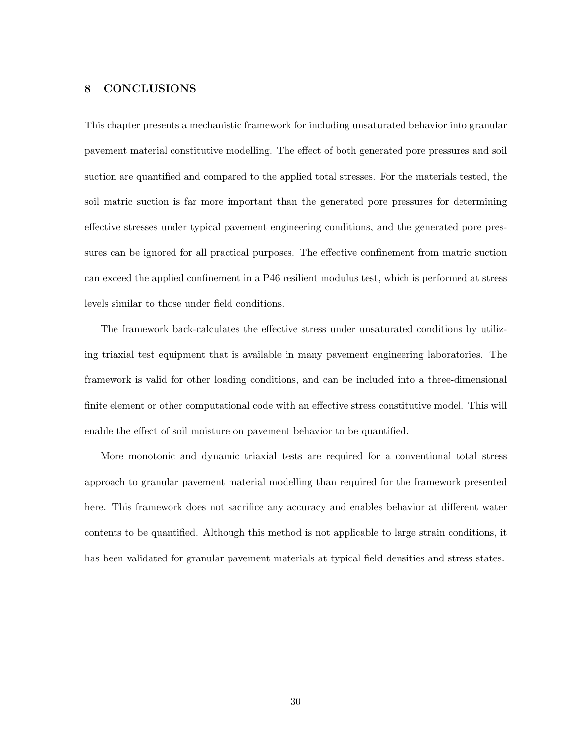## 8 CONCLUSIONS

This chapter presents a mechanistic framework for including unsaturated behavior into granular pavement material constitutive modelling. The effect of both generated pore pressures and soil suction are quantified and compared to the applied total stresses. For the materials tested, the soil matric suction is far more important than the generated pore pressures for determining effective stresses under typical pavement engineering conditions, and the generated pore pressures can be ignored for all practical purposes. The effective confinement from matric suction can exceed the applied confinement in a P46 resilient modulus test, which is performed at stress levels similar to those under field conditions.

The framework back-calculates the effective stress under unsaturated conditions by utilizing triaxial test equipment that is available in many pavement engineering laboratories. The framework is valid for other loading conditions, and can be included into a three-dimensional finite element or other computational code with an effective stress constitutive model. This will enable the effect of soil moisture on pavement behavior to be quantified.

More monotonic and dynamic triaxial tests are required for a conventional total stress approach to granular pavement material modelling than required for the framework presented here. This framework does not sacrifice any accuracy and enables behavior at different water contents to be quantified. Although this method is not applicable to large strain conditions, it has been validated for granular pavement materials at typical field densities and stress states.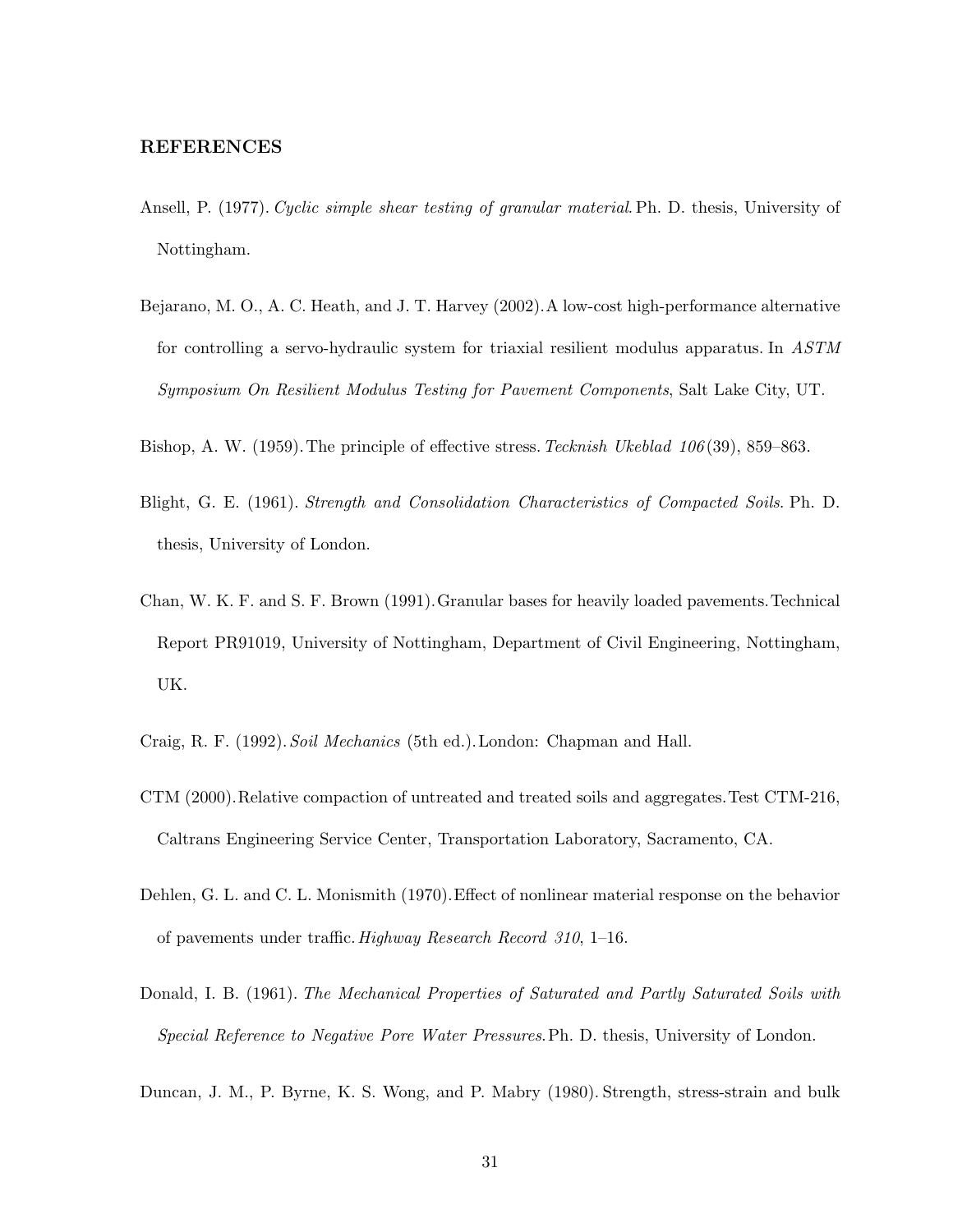## REFERENCES

Ansell, P. (1977). *Cyclic simple shear testing of granular material*. Ph. D. thesis, University of Nottingham.

Bejarano, M. O., A. C. Heath, and J. T. Harvey (2002). A low-cost high-performance alternative for controlling a servo-hydraulic system for triaxial resilient modulus apparatus. In *ASTM Symposium On Resilient Modulus Testing for Pavement Components*, Salt Lake City, UT.

Bishop, A. W. (1959). The principle of effective stress. *Tecknish Ukeblad 106*(39), 859–863.

Blight, G. E. (1961). *Strength and Consolidation Characteristics of Compacted Soils*. Ph. D. thesis, University of London.

Chan, W. K. F. and S. F. Brown (1991). Granular bases for heavily loaded pavements. Technical Report PR91019, University of Nottingham, Department of Civil Engineering, Nottingham, UK.

Craig, R. F. (1992). *Soil Mechanics* (5th ed.). London: Chapman and Hall.

CTM (2000). Relative compaction of untreated and treated soils and aggregates. Test CTM-216, Caltrans Engineering Service Center, Transportation Laboratory, Sacramento, CA.

Dehlen, G. L. and C. L. Monismith (1970). Effect of nonlinear material response on the behavior of pavements under traffic. *Highway Research Record 310*, 1–16.

Donald, I. B. (1961). *The Mechanical Properties of Saturated and Partly Saturated Soils with Special Reference to Negative Pore Water Pressures*. Ph. D. thesis, University of London.

Duncan, J. M., P. Byrne, K. S. Wong, and P. Mabry (1980). Strength, stress-strain and bulk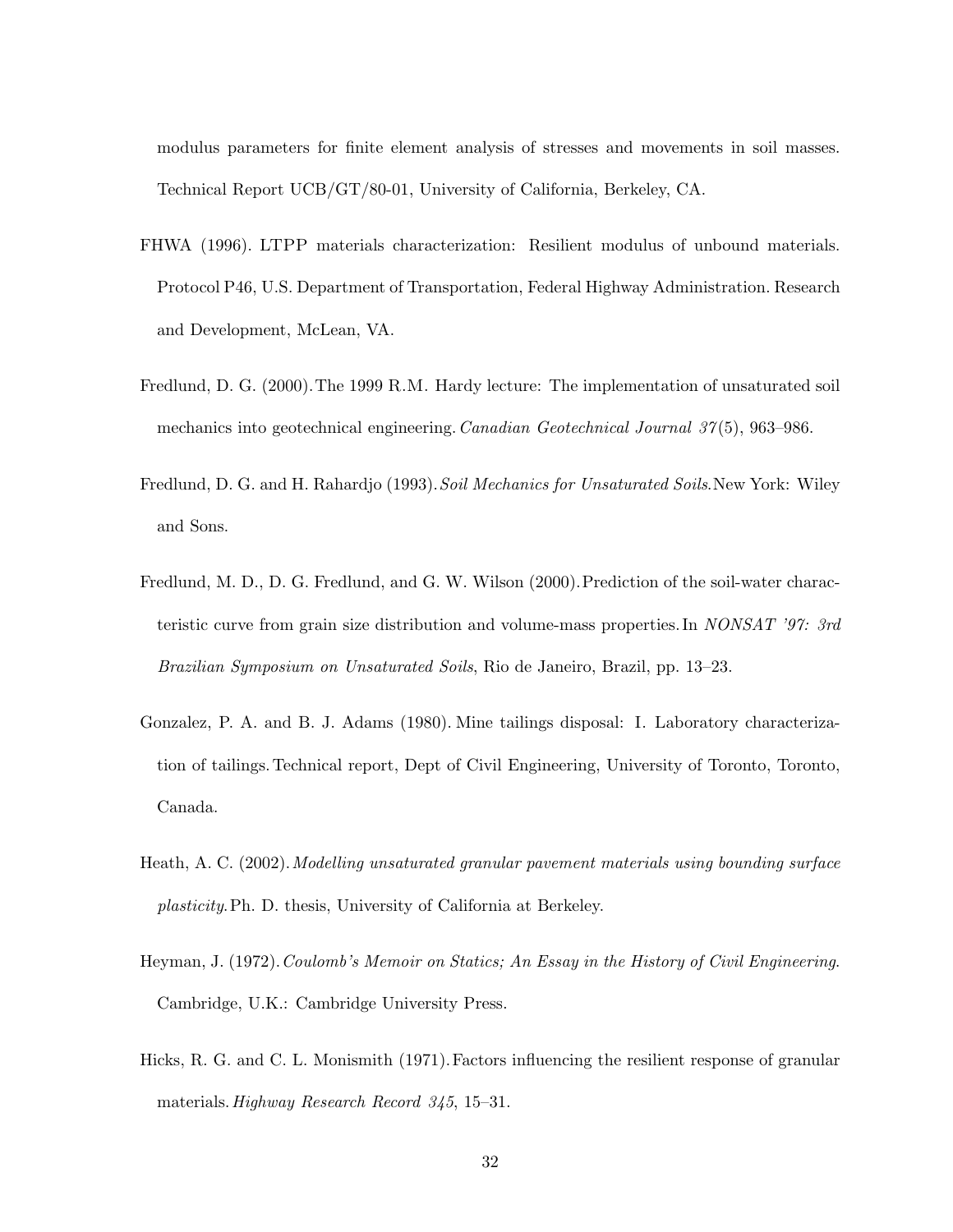modulus parameters for finite element analysis of stresses and movements in soil masses. Technical Report UCB/GT/80-01, University of California, Berkeley, CA.

FHWA (1996). LTPP materials characterization: Resilient modulus of unbound materials. Protocol P46, U.S. Department of Transportation, Federal Highway Administration. Research and Development, McLean, VA.

Fredlund, D. G. (2000). The 1999 R.M. Hardy lecture: The implementation of unsaturated soil mechanics into geotechnical engineering. *Canadian Geotechnical Journal 37*(5), 963–986.

Fredlund, D. G. and H. Rahardjo (1993). *Soil Mechanics for Unsaturated Soils.* New York: Wiley and Sons.

Fredlund, M. D., D. G. Fredlund, and G. W. Wilson (2000). Prediction of the soil-water characteristic curve from grain size distribution and volume-mass properties. In *NONSAT '97: 3rd Brazilian Symposium on Unsaturated Soils*, Rio de Janeiro, Brazil, pp. 13–23.

Gonzalez, P. A. and B. J. Adams (1980). Mine tailings disposal: I. Laboratory characterization of tailings. Technical report, Dept of Civil Engineering, University of Toronto, Toronto, Canada.

Heath, A. C. (2002). *Modelling unsaturated granular pavement materials using bounding surface plasticity.* Ph. D. thesis, University of California at Berkeley.

Heyman, J. (1972). *Coulomb's Memoir on Statics; An Essay in the History of Civil Engineering.* Cambridge, U.K.: Cambridge University Press.

Hicks, R. G. and C. L. Monismith (1971). Factors influencing the resilient response of granular materials. *Highway Research Record 345*, 15–31.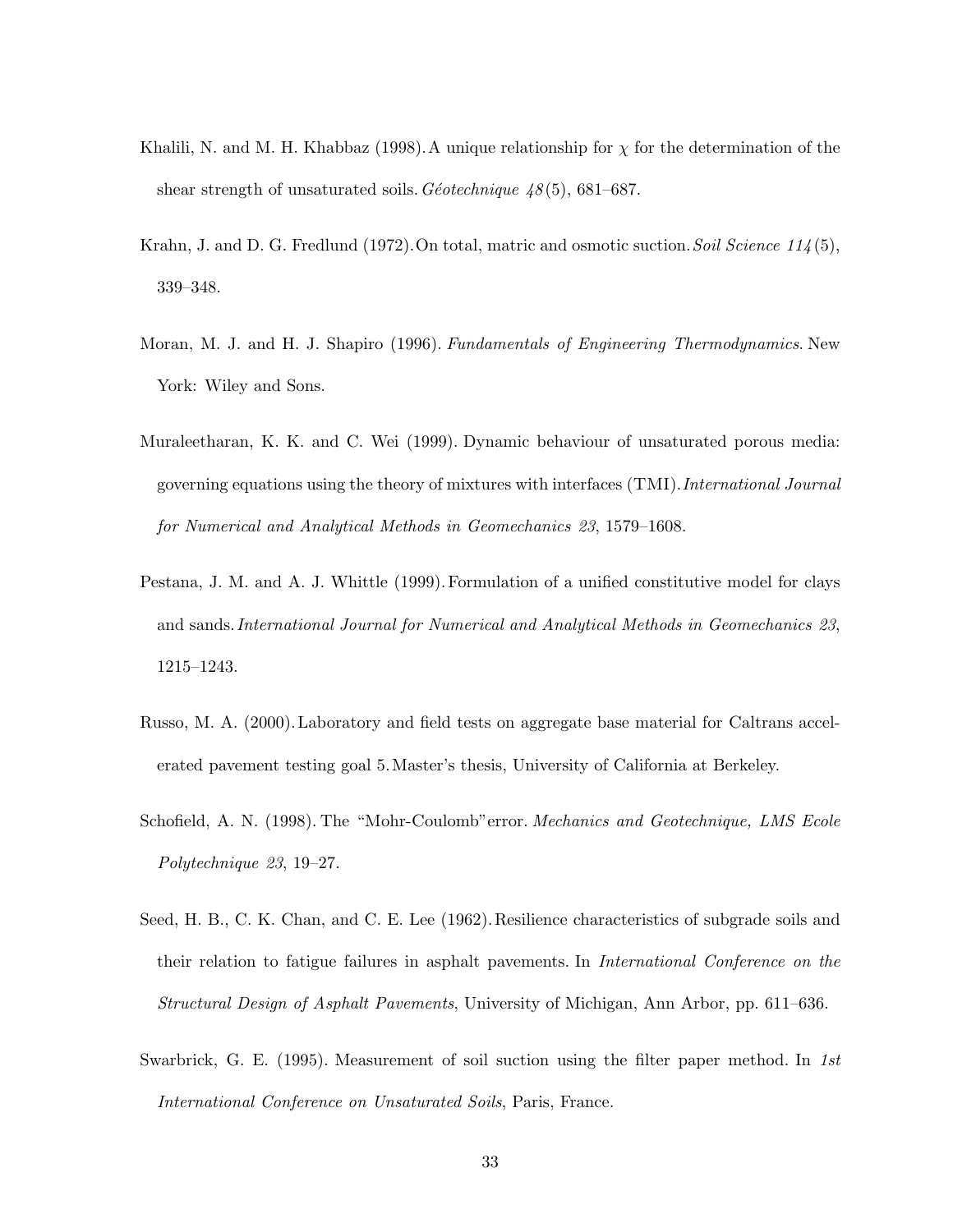Khalili, N. and M. H. Khabbaz (1998). A unique relationship for $\chi$ for the determination of the shear strength of unsaturated soils. *Géotechnique 48*(5), 681–687.

Krahn, J. and D. G. Fredlund (1972). On total, matric and osmotic suction. *Soil Science 114*(5), 339–348.

Moran, M. J. and H. J. Shapiro (1996). *Fundamentals of Engineering Thermodynamics*. New York: Wiley and Sons.

Muraleetharan, K. K. and C. Wei (1999). Dynamic behaviour of unsaturated porous media: governing equations using the theory of mixtures with interfaces (TMI). *International Journal for Numerical and Analytical Methods in Geomechanics 23*, 1579–1608.

Pestana, J. M. and A. J. Whittle (1999). Formulation of a unified constitutive model for clays and sands. *International Journal for Numerical and Analytical Methods in Geomechanics 23*, 1215–1243.

Russo, M. A. (2000). Laboratory and field tests on aggregate base material for Caltrans accelerated pavement testing goal 5. Master's thesis, University of California at Berkeley.

Schofield, A. N. (1998). The "Mohr-Coulomb" error. *Mechanics and Geotechnique, LMS Ecole Polytechnique 23*, 19–27.

Seed, H. B., C. K. Chan, and C. E. Lee (1962). Resilience characteristics of subgrade soils and their relation to fatigue failures in asphalt pavements. In *International Conference on the Structural Design of Asphalt Pavements*, University of Michigan, Ann Arbor, pp. 611–636.

Swarbrick, G. E. (1995). Measurement of soil suction using the filter paper method. In *1st International Conference on Unsaturated Soils*, Paris, France.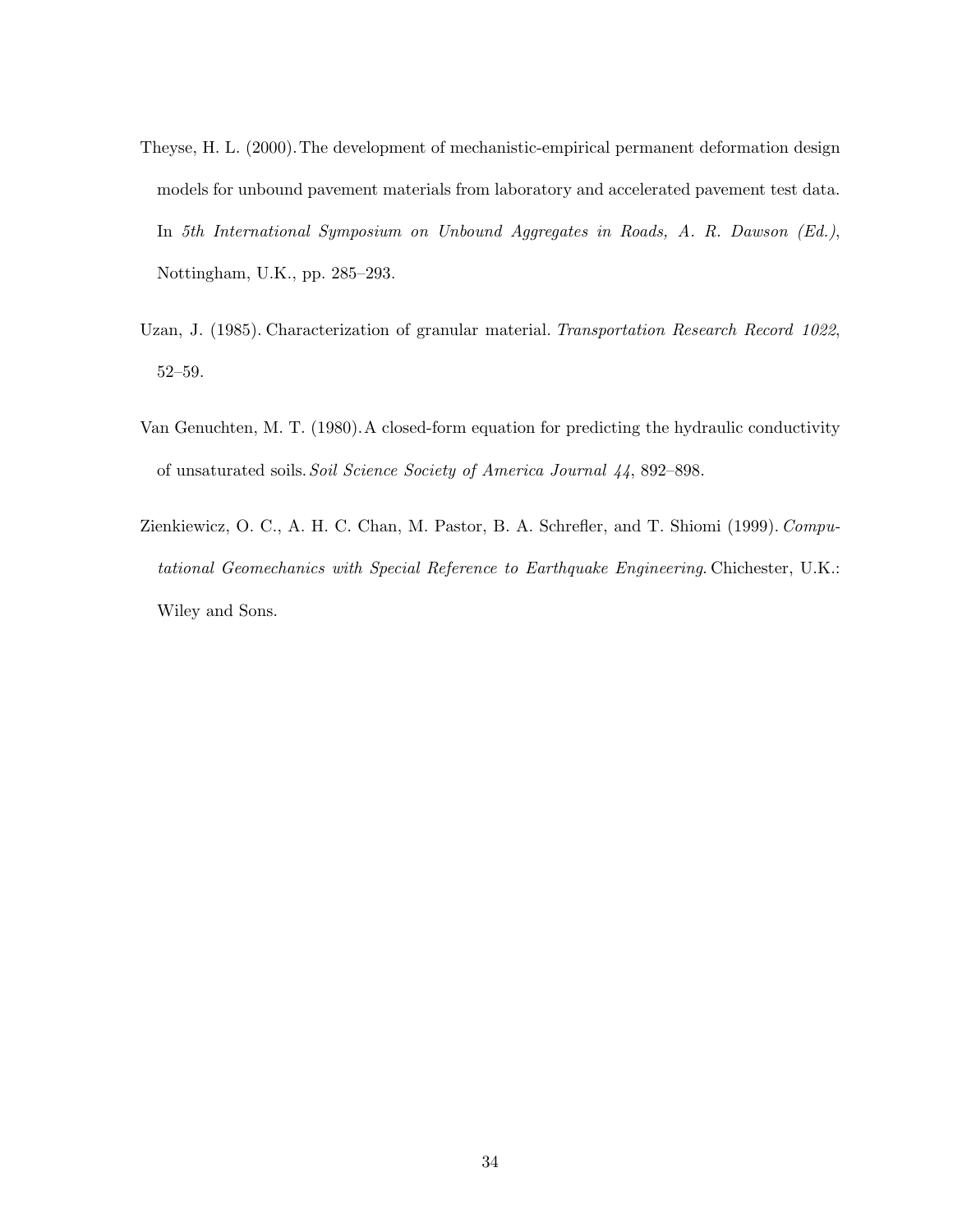Theyse, H. L. (2000). The development of mechanistic-empirical permanent deformation design models for unbound pavement materials from laboratory and accelerated pavement test data. In *5th International Symposium on Unbound Aggregates in Roads, A. R. Dawson (Ed.)*, Nottingham, U.K., pp. 285–293.

Uzan, J. (1985). Characterization of granular material. *Transportation Research Record 1022*, 52–59.

Van Genuchten, M. T. (1980). A closed-form equation for predicting the hydraulic conductivity of unsaturated soils. *Soil Science Society of America Journal 44*, 892–898.

Zienkiewicz, O. C., A. H. C. Chan, M. Pastor, B. A. Schrefler, and T. Shiomi (1999). *Computational Geomechanics with Special Reference to Earthquake Engineering*. Chichester, U.K.: Wiley and Sons.